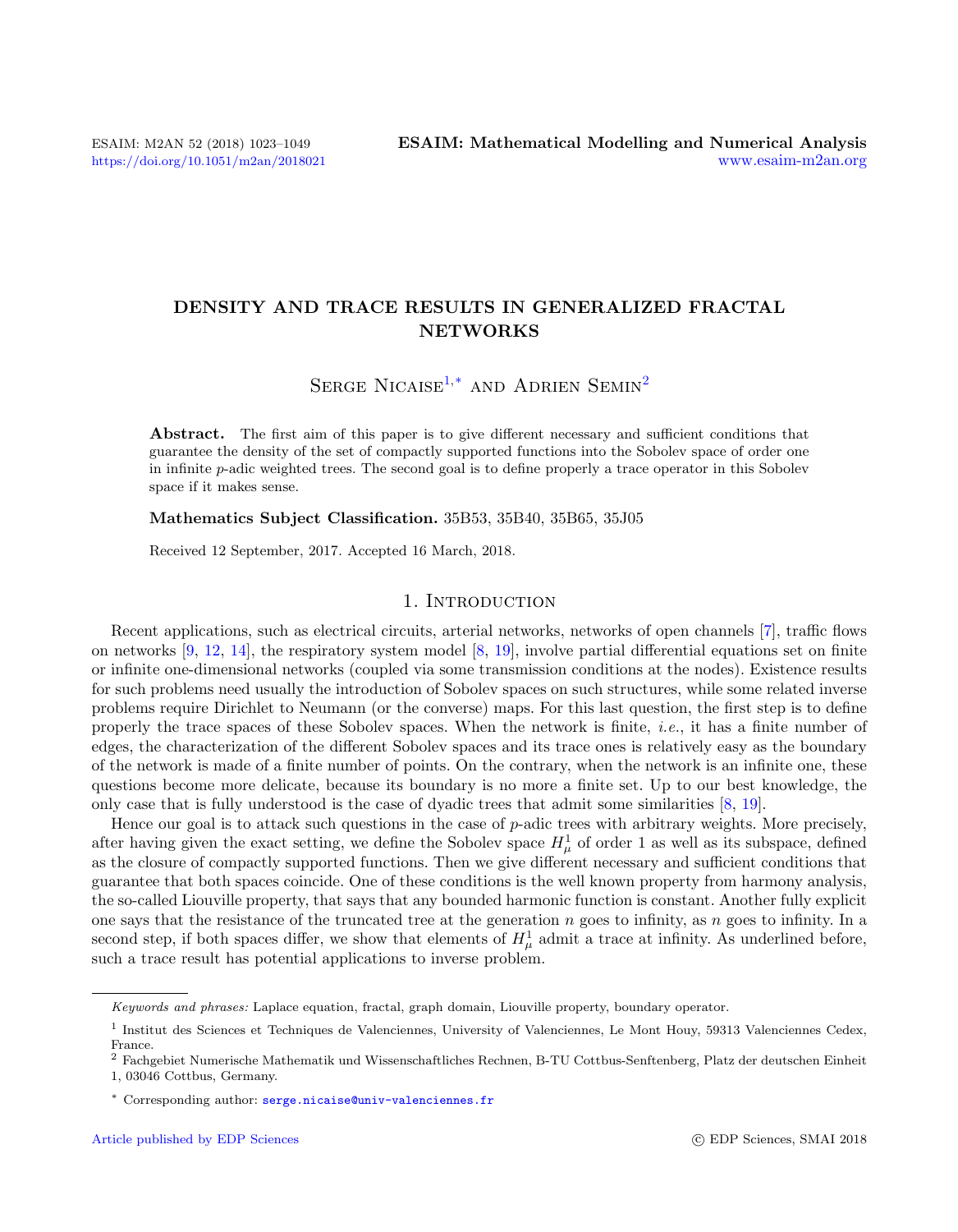# DENSITY AND TRACE RESULTS IN GENERALIZED FRACTAL NETWORKS

Serge Nicaise[1,*] and Adrien Semin[2]

**Abstract.** The first aim of this paper is to give different necessary and sufficient conditions that guarantee the density of the set of compactly supported functions into the Sobolev space of order one in infinite $p$-adic weighted trees. The second goal is to define properly a trace operator in this Sobolev space if it makes sense.

**Mathematics Subject Classification.** 35B53, 35B40, 35B65, 35J05

Received 12 September, 2017. Accepted 16 March, 2018.

## 1. Introduction

Recent applications, such as electrical circuits, arterial networks, networks of open channels [7], traffic flows on networks [9, 12, 14], the respiratory system model [8, 19], involve partial differential equations set on finite or infinite one-dimensional networks (coupled via some transmission conditions at the nodes). Existence results for such problems need usually the introduction of Sobolev spaces on such structures, while some related inverse problems require Dirichlet to Neumann (or the converse) maps. For this last question, the first step is to define properly the trace spaces of these Sobolev spaces. When the network is finite, *i.e.*, it has a finite number of edges, the characterization of the different Sobolev spaces and its trace ones is relatively easy as the boundary of the network is made of a finite number of points. On the contrary, when the network is an infinite one, these questions become more delicate, because its boundary is no more a finite set. Up to our best knowledge, the only case that is fully understood is the case of dyadic trees that admit some similarities [8, 19].

Hence our goal is to attack such questions in the case of $p$-adic trees with arbitrary weights. More precisely, after having given the exact setting, we define the Sobolev space $H^1_\mu$ of order 1 as well as its subspace, defined as the closure of compactly supported functions. Then we give different necessary and sufficient conditions that guarantee that both spaces coincide. One of these conditions is the well known property from harmony analysis, the so-called Liouville property, that says that any bounded harmonic function is constant. Another fully explicit one says that the resistance of the truncated tree at the generation $n$ goes to infinity, as $n$ goes to infinity. In a second step, if both spaces differ, we show that elements of $H^1_\mu$ admit a trace at infinity. As underlined before, such a trace result has potential applications to inverse problem.

---

*Keywords and phrases:* Laplace equation, fractal, graph domain, Liouville property, boundary operator.

[1] Institut des Sciences et Techniques de Valenciennes, University of Valenciennes, Le Mont Houy, 59313 Valenciennes Cedex, France.

[2] Fachgebiet Numerische Mathematik und Wissenschaftliches Rechnen, B-TU Cottbus-Senftenberg, Platz der deutschen Einheit 1, 03046 Cottbus, Germany.

[*] Corresponding author: serge.nicaise@univ-valenciennes.fr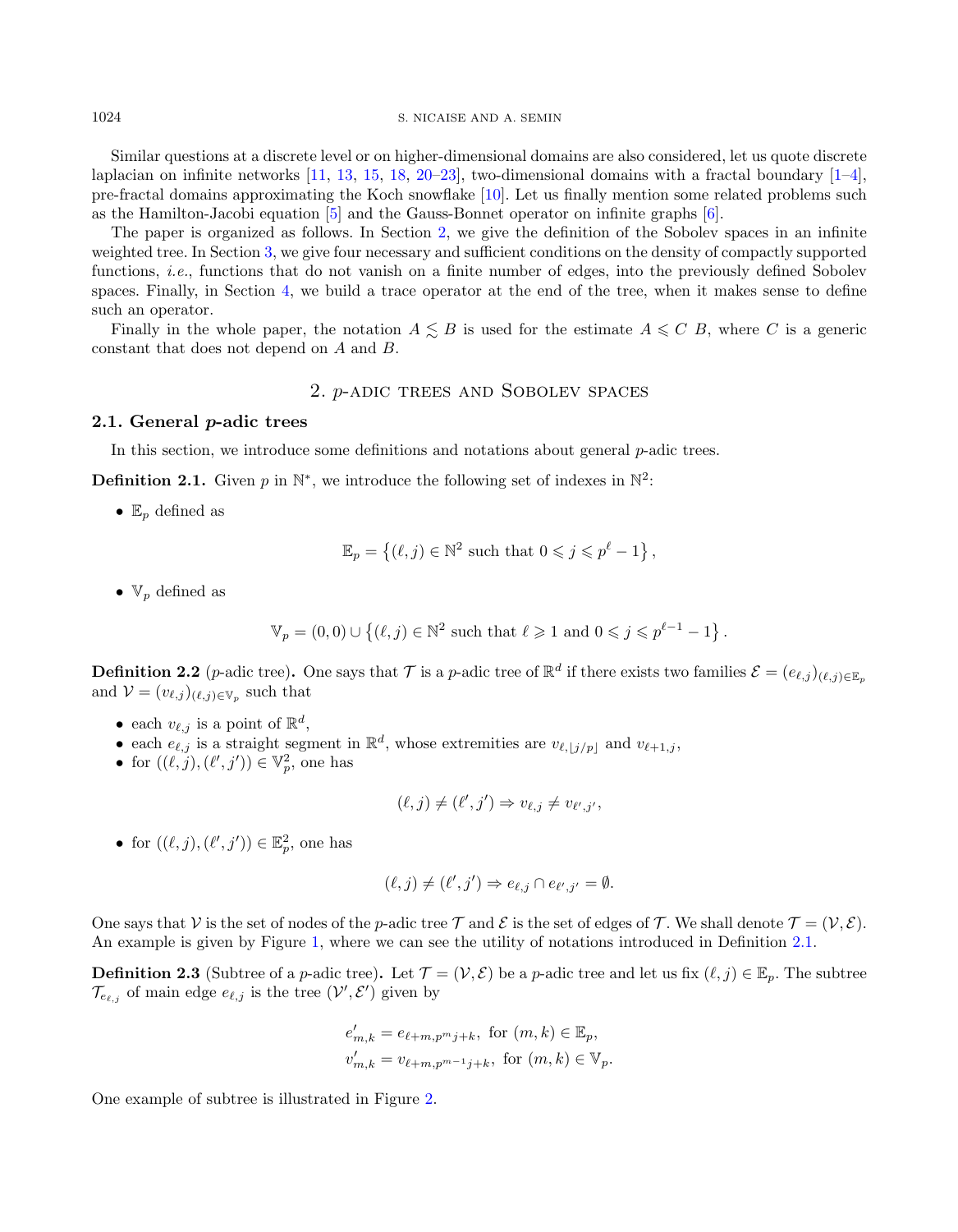Similar questions at a discrete level or on higher-dimensional domains are also considered, let us quote discrete laplacian on infinite networks [11, 13, 15, 18, 20–23], two-dimensional domains with a fractal boundary [1–4], pre-fractal domains approximating the Koch snowflake [10]. Let us finally mention some related problems such as the Hamilton-Jacobi equation [5] and the Gauss-Bonnet operator on infinite graphs [6].

The paper is organized as follows. In Section 2, we give the definition of the Sobolev spaces in an infinite weighted tree. In Section 3, we give four necessary and sufficient conditions on the density of compactly supported functions, *i.e.*, functions that do not vanish on a finite number of edges, into the previously defined Sobolev spaces. Finally, in Section 4, we build a trace operator at the end of the tree, when it makes sense to define such an operator.

Finally in the whole paper, the notation $A \lesssim B$ is used for the estimate $A \leqslant C\ B$, where $C$ is a generic constant that does not depend on $A$ and $B$.

## 2. $p$-adic trees and Sobolev spaces

### 2.1. General $p$-adic trees

In this section, we introduce some definitions and notations about general $p$-adic trees.

**Definition 2.1.** Given $p$ in $\mathbb{N}^*$, we introduce the following set of indexes in $\mathbb{N}^2$:

- $\mathbb{E}_p$ defined as

$$\mathbb{E}_p = \left\{(\ell, j) \in \mathbb{N}^2 \text{ such that } 0 \leqslant j \leqslant p^\ell - 1\right\},$$

- $\mathbb{V}_p$ defined as

$$\mathbb{V}_p = (0,0) \cup \left\{(\ell, j) \in \mathbb{N}^2 \text{ such that } \ell \geqslant 1 \text{ and } 0 \leqslant j \leqslant p^{\ell-1} - 1\right\}.$$

**Definition 2.2** ($p$-adic tree)**.** One says that $\mathcal{T}$ is a $p$-adic tree of $\mathbb{R}^d$ if there exists two families $\mathcal{E} = (e_{\ell,j})_{(\ell,j)\in\mathbb{E}_p}$ and $\mathcal{V} = (v_{\ell,j})_{(\ell,j)\in\mathbb{V}_p}$ such that

- each $v_{\ell,j}$ is a point of $\mathbb{R}^d$,
- each $e_{\ell,j}$ is a straight segment in $\mathbb{R}^d$, whose extremities are $v_{\ell,\lfloor j/p \rfloor}$ and $v_{\ell+1,j}$,
- for $((\ell, j), (\ell', j')) \in \mathbb{V}_p^2$, one has

$$(\ell, j) \neq (\ell', j') \Rightarrow v_{\ell,j} \neq v_{\ell',j'},$$

- for $((\ell, j), (\ell', j')) \in \mathbb{E}_p^2$, one has

$$(\ell, j) \neq (\ell', j') \Rightarrow e_{\ell,j} \cap e_{\ell',j'} = \emptyset.$$

One says that $\mathcal{V}$ is the set of nodes of the $p$-adic tree $\mathcal{T}$ and $\mathcal{E}$ is the set of edges of $\mathcal{T}$. We shall denote $\mathcal{T} = (\mathcal{V}, \mathcal{E})$. An example is given by Figure 1, where we can see the utility of notations introduced in Definition 2.1.

**Definition 2.3** (Subtree of a $p$-adic tree)**.** Let $\mathcal{T} = (\mathcal{V}, \mathcal{E})$ be a $p$-adic tree and let us fix $(\ell, j) \in \mathbb{E}_p$. The subtree $\mathcal{T}_{e_{\ell,j}}$ of main edge $e_{\ell,j}$ is the tree $(\mathcal{V}', \mathcal{E}')$ given by

$$e'_{m,k} = e_{\ell+m,p^m j+k}, \text{ for } (m, k) \in \mathbb{E}_p,$$
$$v'_{m,k} = v_{\ell+m,p^{m-1} j+k}, \text{ for } (m, k) \in \mathbb{V}_p.$$

One example of subtree is illustrated in Figure 2.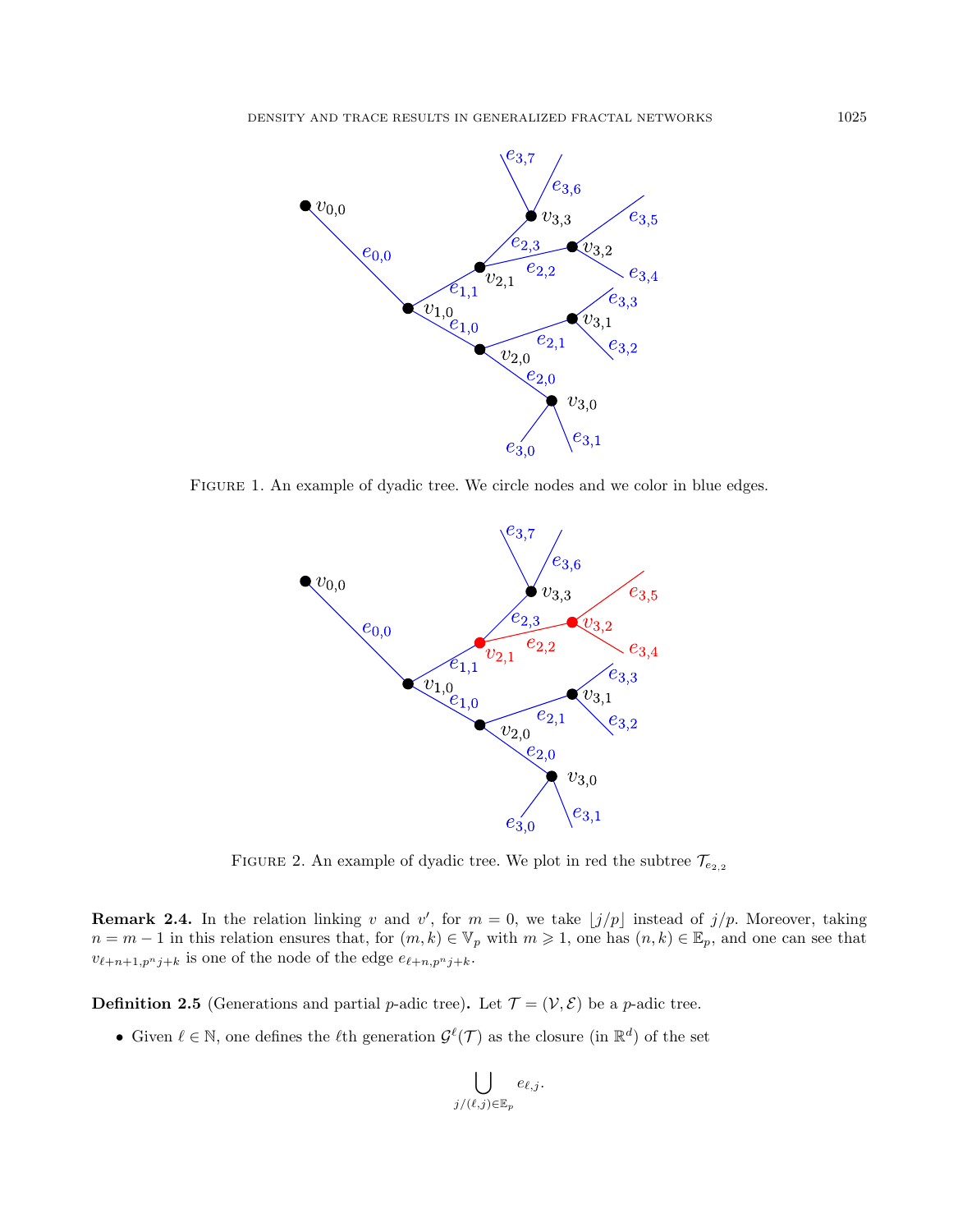FIGURE 1. An example of dyadic tree. We circle nodes and we color in blue edges.

FIGURE 2. An example of dyadic tree. We plot in red the subtree $\mathcal{T}_{e_{2,2}}$

**Remark 2.4.** In the relation linking $v$ and $v'$, for $m = 0$, we take $\lfloor j/p \rfloor$ instead of $j/p$. Moreover, taking $n = m - 1$ in this relation ensures that, for $(m, k) \in \mathbb{V}_p$ with $m \geqslant 1$, one has $(n, k) \in \mathbb{E}_p$, and one can see that $v_{\ell+n+1,p^n j+k}$ is one of the node of the edge $e_{\ell+n,p^n j+k}$.

**Definition 2.5** (Generations and partial $p$-adic tree)**.** Let $\mathcal{T} = (\mathcal{V}, \mathcal{E})$ be a $p$-adic tree.

- Given $\ell \in \mathbb{N}$, one defines the $\ell$th generation $\mathcal{G}^\ell(\mathcal{T})$ as the closure (in $\mathbb{R}^d$) of the set

$$\bigcup_{j/(\ell,j)\in\mathbb{E}_p} e_{\ell,j}.$$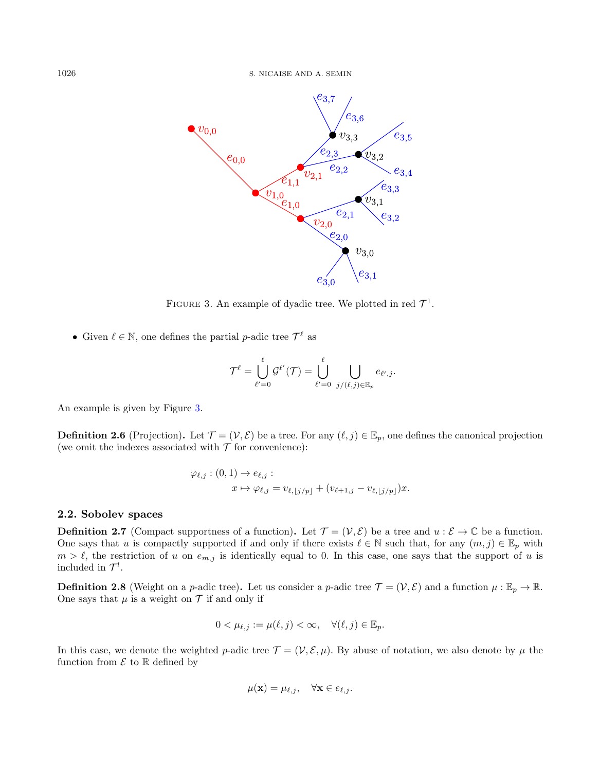FIGURE 3. An example of dyadic tree. We plotted in red $\mathcal{T}^1$.

- Given $\ell \in \mathbb{N}$, one defines the partial $p$-adic tree $\mathcal{T}^\ell$ as

$$\mathcal{T}^\ell = \bigcup_{\ell'=0}^{\ell} \mathcal{G}^{\ell'}(\mathcal{T}) = \bigcup_{\ell'=0}^{\ell} \bigcup_{j/(\ell,j)\in\mathbb{E}_p} e_{\ell',j}.$$

An example is given by Figure 3.

**Definition 2.6** (Projection). Let $\mathcal{T} = (\mathcal{V}, \mathcal{E})$ be a tree. For any $(\ell, j) \in \mathbb{E}_p$, one defines the canonical projection (we omit the indexes associated with $\mathcal{T}$ for convenience):

$$\begin{aligned} \varphi_{\ell,j} : (0,1) \to e_{\ell,j} : \\ x \mapsto \varphi_{\ell,j} = v_{\ell,\lfloor j/p \rfloor} + (v_{\ell+1,j} - v_{\ell,\lfloor j/p \rfloor})x. \end{aligned}$$

### 2.2. Sobolev spaces

**Definition 2.7** (Compact supportness of a function)**.** Let $\mathcal{T} = (\mathcal{V}, \mathcal{E})$ be a tree and $u : \mathcal{E} \to \mathbb{C}$ be a function. One says that $u$ is compactly supported if and only if there exists $\ell \in \mathbb{N}$ such that, for any $(m, j) \in \mathbb{E}_p$ with $m > \ell$, the restriction of $u$ on $e_{m,j}$ is identically equal to 0. In this case, one says that the support of $u$ is included in $\mathcal{T}^l$.

**Definition 2.8** (Weight on a $p$-adic tree)**.** Let us consider a $p$-adic tree $\mathcal{T} = (\mathcal{V}, \mathcal{E})$ and a function $\mu : \mathbb{E}_p \to \mathbb{R}$. One says that $\mu$ is a weight on $\mathcal{T}$ if and only if

$$0 < \mu_{\ell,j} := \mu(\ell, j) < \infty, \quad \forall (\ell, j) \in \mathbb{E}_p.$$

In this case, we denote the weighted $p$-adic tree $\mathcal{T} = (\mathcal{V}, \mathcal{E}, \mu)$. By abuse of notation, we also denote by $\mu$ the function from $\mathcal{E}$ to $\mathbb{R}$ defined by

$$\mu(\mathbf{x}) = \mu_{\ell,j}, \quad \forall \mathbf{x} \in e_{\ell,j}.$$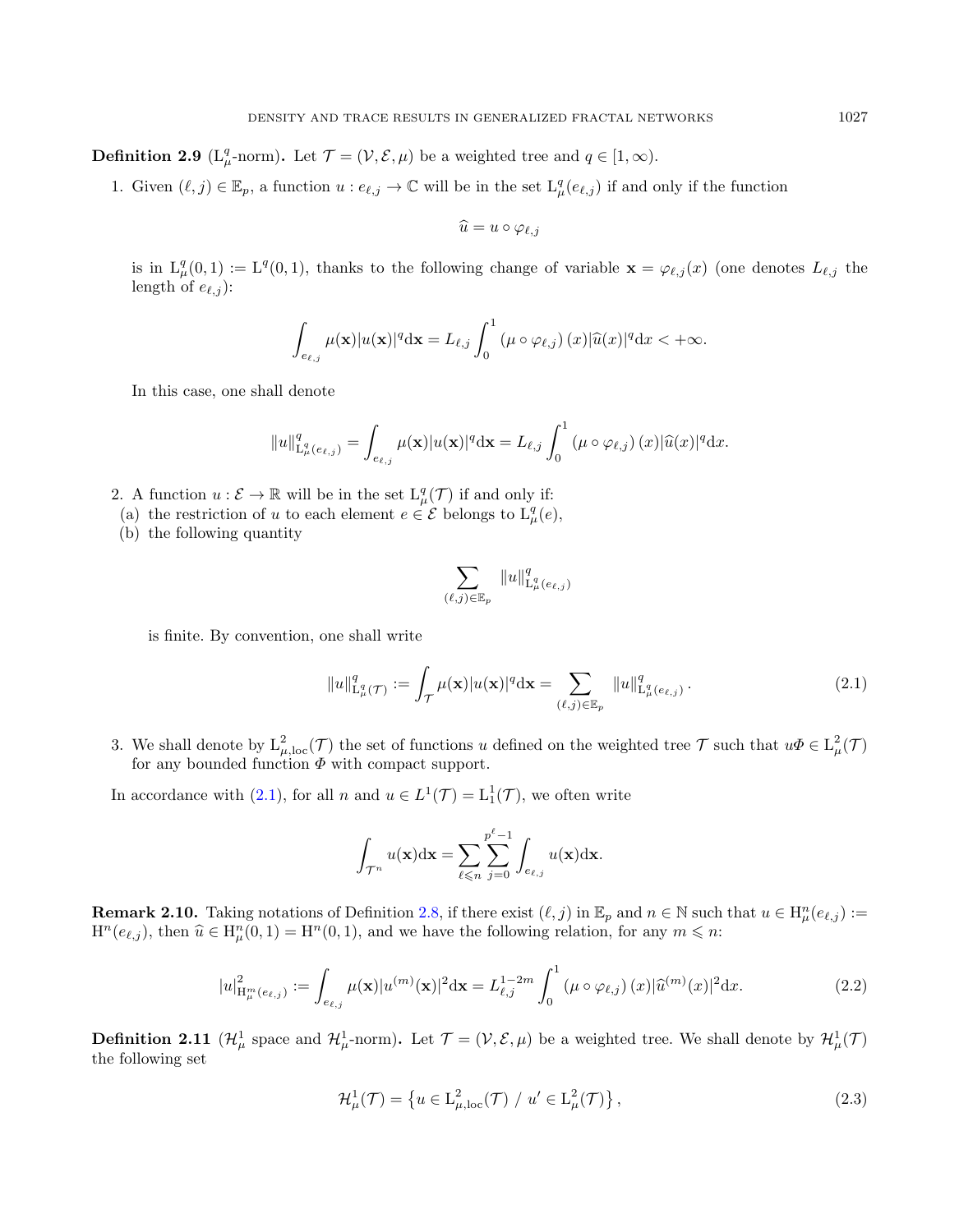**Definition 2.9** ($\mathrm{L}^q_\mu$-norm)**.** Let $\mathcal{T} = (\mathcal{V}, \mathcal{E}, \mu)$ be a weighted tree and $q \in [1, \infty)$.

1. Given $(\ell, j) \in \mathbb{E}_p$, a function $u : e_{\ell,j} \to \mathbb{C}$ will be in the set $\mathrm{L}^q_\mu(e_{\ell,j})$ if and only if the function

$$\widehat{u} = u \circ \varphi_{\ell,j}$$

is in $\mathrm{L}^q_\mu(0,1) := \mathrm{L}^q(0,1)$, thanks to the following change of variable $\mathbf{x} = \varphi_{\ell,j}(x)$ (one denotes $L_{\ell,j}$ the length of $e_{\ell,j}$):

$$\int_{e_{\ell,j}} \mu(\mathbf{x}) |u(\mathbf{x})|^q \mathrm{d}\mathbf{x} = L_{\ell,j} \int_0^1 \left(\mu \circ \varphi_{\ell,j}\right)(x) |\widehat{u}(x)|^q \mathrm{d}x < +\infty.$$

In this case, one shall denote

$$\|u\|^q_{\mathrm{L}^q_\mu(e_{\ell,j})} = \int_{e_{\ell,j}} \mu(\mathbf{x}) |u(\mathbf{x})|^q \mathrm{d}\mathbf{x} = L_{\ell,j} \int_0^1 \left(\mu \circ \varphi_{\ell,j}\right)(x) |\widehat{u}(x)|^q \mathrm{d}x.$$

2. A function $u : \mathcal{E} \to \mathbb{R}$ will be in the set $\mathrm{L}^q_\mu(\mathcal{T})$ if and only if:
   (a) the restriction of $u$ to each element $e \in \mathcal{E}$ belongs to $\mathrm{L}^q_\mu(e)$,
   (b) the following quantity

$$\sum_{(\ell,j) \in \mathbb{E}_p} \|u\|^q_{\mathrm{L}^q_\mu(e_{\ell,j})}$$

   is finite. By convention, one shall write

$$\|u\|^q_{\mathrm{L}^q_\mu(\mathcal{T})} := \int_{\mathcal{T}} \mu(\mathbf{x}) |u(\mathbf{x})|^q \mathrm{d}\mathbf{x} = \sum_{(\ell,j) \in \mathbb{E}_p} \|u\|^q_{\mathrm{L}^q_\mu(e_{\ell,j})}. \tag{2.1}$$

3. We shall denote by $\mathrm{L}^2_{\mu,\mathrm{loc}}(\mathcal{T})$ the set of functions $u$ defined on the weighted tree $\mathcal{T}$ such that $u\Phi \in \mathrm{L}^2_\mu(\mathcal{T})$ for any bounded function $\Phi$ with compact support.

In accordance with (2.1), for all $n$ and $u \in L^1(\mathcal{T}) = \mathrm{L}^1_1(\mathcal{T})$, we often write

$$\int_{\mathcal{T}^n} u(\mathbf{x}) \mathrm{d}\mathbf{x} = \sum_{\ell \leqslant n} \sum_{j=0}^{p^\ell - 1} \int_{e_{\ell,j}} u(\mathbf{x}) \mathrm{d}\mathbf{x}.$$

**Remark 2.10.** Taking notations of Definition 2.8, if there exist $(\ell, j)$ in $\mathbb{E}_p$ and $n \in \mathbb{N}$ such that $u \in \mathrm{H}^n_\mu(e_{\ell,j}) := \mathrm{H}^n(e_{\ell,j})$, then $\widehat{u} \in \mathrm{H}^n_\mu(0,1) = \mathrm{H}^n(0,1)$, and we have the following relation, for any $m \leqslant n$:

$$|u|^2_{\mathrm{H}^m_\mu(e_{\ell,j})} := \int_{e_{\ell,j}} \mu(\mathbf{x}) |u^{(m)}(\mathbf{x})|^2 \mathrm{d}\mathbf{x} = L^{1-2m}_{\ell,j} \int_0^1 \left(\mu \circ \varphi_{\ell,j}\right)(x) |\widehat{u}^{(m)}(x)|^2 \mathrm{d}x. \tag{2.2}$$

**Definition 2.11** ($\mathcal{H}^1_\mu$ space and $\mathcal{H}^1_\mu$-norm)**.** Let $\mathcal{T} = (\mathcal{V}, \mathcal{E}, \mu)$ be a weighted tree. We shall denote by $\mathcal{H}^1_\mu(\mathcal{T})$ the following set

$$\mathcal{H}^1_\mu(\mathcal{T}) = \left\{ u \in \mathrm{L}^2_{\mu,\mathrm{loc}}(\mathcal{T}) \;/\; u' \in \mathrm{L}^2_\mu(\mathcal{T}) \right\}, \tag{2.3}$$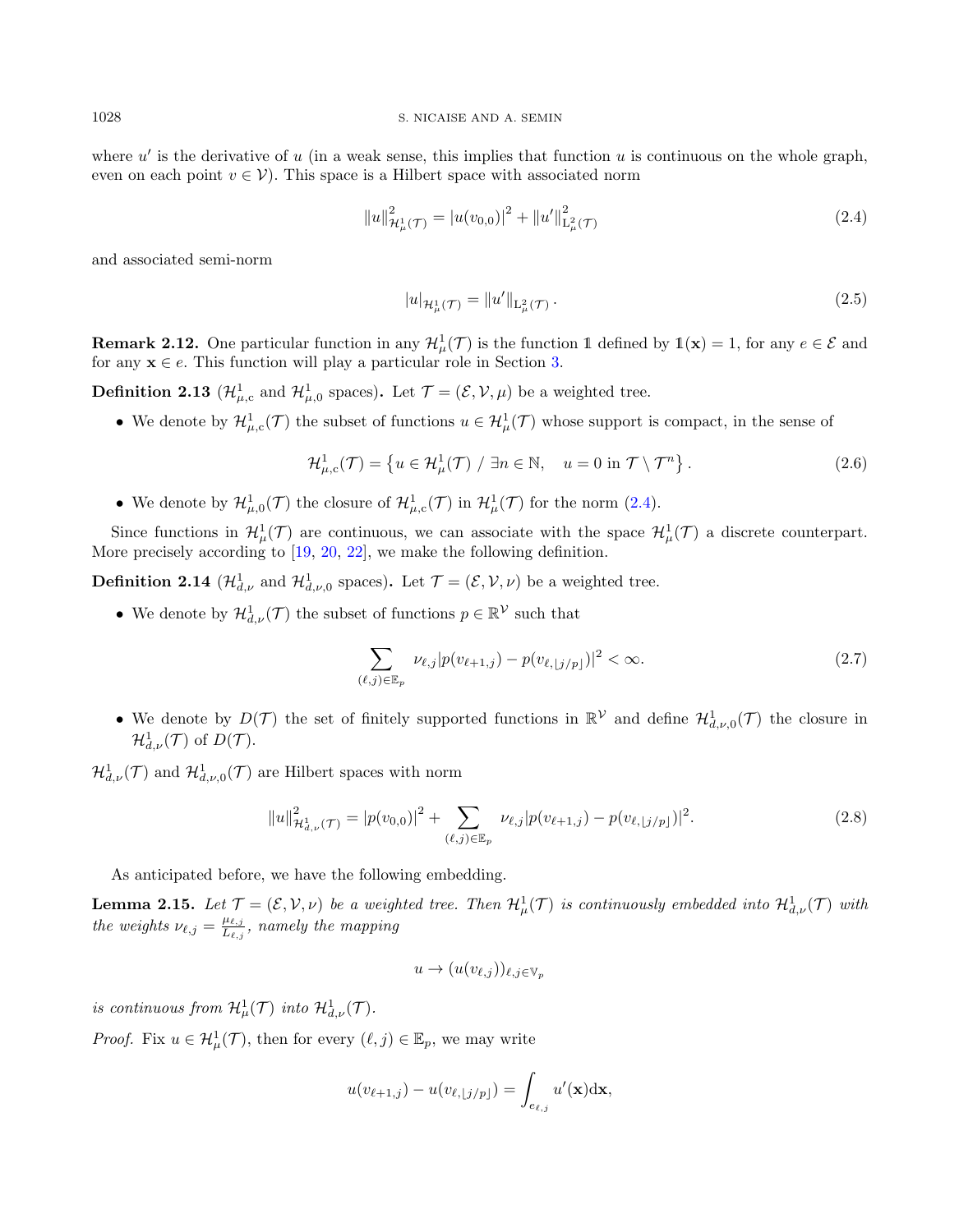where $u'$ is the derivative of $u$ (in a weak sense, this implies that function $u$ is continuous on the whole graph, even on each point $v \in \mathcal{V}$). This space is a Hilbert space with associated norm

$$\|u\|^2_{\mathcal{H}^1_\mu(\mathcal{T})} = |u(v_{0,0})|^2 + \|u'\|^2_{\mathrm{L}^2_\mu(\mathcal{T})} \tag{2.4}$$

and associated semi-norm

$$|u|_{\mathcal{H}^1_\mu(\mathcal{T})} = \|u'\|_{\mathrm{L}^2_\mu(\mathcal{T})}. \tag{2.5}$$

**Remark 2.12.** One particular function in any $\mathcal{H}^1_\mu(\mathcal{T})$ is the function $\mathbb{1}$ defined by $\mathbb{1}(\mathbf{x}) = 1$, for any $e \in \mathcal{E}$ and for any $\mathbf{x} \in e$. This function will play a particular role in Section 3.

**Definition 2.13** ($\mathcal{H}^1_{\mu,\mathrm{c}}$ and $\mathcal{H}^1_{\mu,0}$ spaces)**.** Let $\mathcal{T} = (\mathcal{E}, \mathcal{V}, \mu)$ be a weighted tree.

- We denote by $\mathcal{H}^1_{\mu,\mathrm{c}}(\mathcal{T})$ the subset of functions $u \in \mathcal{H}^1_\mu(\mathcal{T})$ whose support is compact, in the sense of

$$\mathcal{H}^1_{\mu,\mathrm{c}}(\mathcal{T}) = \left\{ u \in \mathcal{H}^1_\mu(\mathcal{T}) \;/\; \exists n \in \mathbb{N}, \quad u = 0 \text{ in } \mathcal{T} \setminus \mathcal{T}^n \right\}. \tag{2.6}$$

- We denote by $\mathcal{H}^1_{\mu,0}(\mathcal{T})$ the closure of $\mathcal{H}^1_{\mu,\mathrm{c}}(\mathcal{T})$ in $\mathcal{H}^1_\mu(\mathcal{T})$ for the norm (2.4).

Since functions in $\mathcal{H}^1_\mu(\mathcal{T})$ are continuous, we can associate with the space $\mathcal{H}^1_\mu(\mathcal{T})$ a discrete counterpart. More precisely according to [19, 20, 22], we make the following definition.

**Definition 2.14** ($\mathcal{H}^1_{d,\nu}$ and $\mathcal{H}^1_{d,\nu,0}$ spaces)**.** Let $\mathcal{T} = (\mathcal{E}, \mathcal{V}, \nu)$ be a weighted tree.

- We denote by $\mathcal{H}^1_{d,\nu}(\mathcal{T})$ the subset of functions $p \in \mathbb{R}^{\mathcal{V}}$ such that

$$\sum_{(\ell,j) \in \mathbb{E}_p} \nu_{\ell,j} |p(v_{\ell+1,j}) - p(v_{\ell,\lfloor j/p \rfloor})|^2 < \infty. \tag{2.7}$$

- We denote by $D(\mathcal{T})$ the set of finitely supported functions in $\mathbb{R}^{\mathcal{V}}$ and define $\mathcal{H}^1_{d,\nu,0}(\mathcal{T})$ the closure in $\mathcal{H}^1_{d,\nu}(\mathcal{T})$ of $D(\mathcal{T})$.

$\mathcal{H}^1_{d,\nu}(\mathcal{T})$ and $\mathcal{H}^1_{d,\nu,0}(\mathcal{T})$ are Hilbert spaces with norm

$$\|u\|^2_{\mathcal{H}^1_{d,\nu}(\mathcal{T})} = |p(v_{0,0})|^2 + \sum_{(\ell,j) \in \mathbb{E}_p} \nu_{\ell,j} |p(v_{\ell+1,j}) - p(v_{\ell,\lfloor j/p \rfloor})|^2. \tag{2.8}$$

As anticipated before, we have the following embedding.

**Lemma 2.15.** *Let $\mathcal{T} = (\mathcal{E}, \mathcal{V}, \nu)$ be a weighted tree. Then $\mathcal{H}^1_\mu(\mathcal{T})$ is continuously embedded into $\mathcal{H}^1_{d,\nu}(\mathcal{T})$ with the weights $\nu_{\ell,j} = \frac{\mu_{\ell,j}}{L_{\ell,j}}$, namely the mapping*

$$u \to (u(v_{\ell,j}))_{\ell,j \in \mathbb{V}_p}$$

*is continuous from $\mathcal{H}^1_\mu(\mathcal{T})$ into $\mathcal{H}^1_{d,\nu}(\mathcal{T})$.*

*Proof.* Fix $u \in \mathcal{H}^1_\mu(\mathcal{T})$, then for every $(\ell, j) \in \mathbb{E}_p$, we may write

$$u(v_{\ell+1,j}) - u(v_{\ell,\lfloor j/p \rfloor}) = \int_{e_{\ell,j}} u'(\mathbf{x}) \mathrm{d}\mathbf{x},$$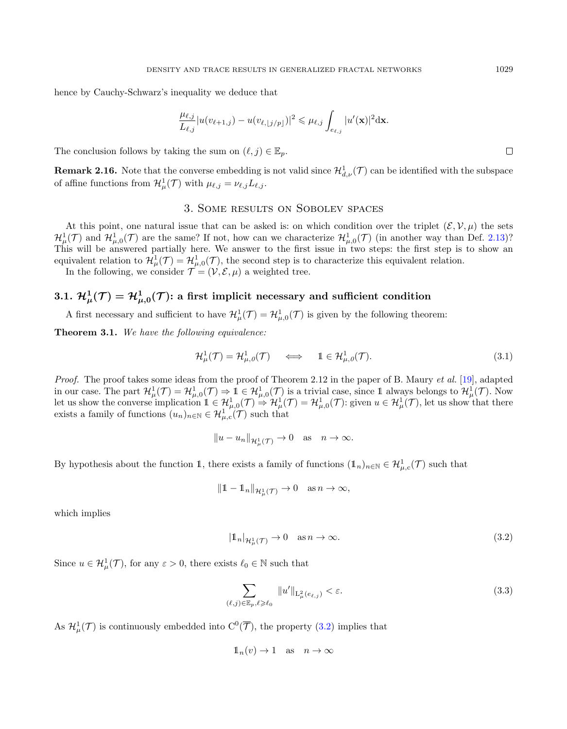hence by Cauchy-Schwarz's inequality we deduce that

$$\frac{\mu_{\ell,j}}{L_{\ell,j}} |u(v_{\ell+1,j}) - u(v_{\ell,\lfloor j/p \rfloor})|^2 \leqslant \mu_{\ell,j} \int_{e_{\ell,j}} |u'(\mathbf{x})|^2 \mathrm{d}\mathbf{x}.$$

The conclusion follows by taking the sum on $(\ell, j) \in \mathbb{E}_p$. $\square$

**Remark 2.16.** Note that the converse embedding is not valid since $\mathcal{H}^1_{d,\nu}(\mathcal{T})$ can be identified with the subspace of affine functions from $\mathcal{H}^1_\mu(\mathcal{T})$ with $\mu_{\ell,j} = \nu_{\ell,j} L_{\ell,j}$.

## 3. Some results on Sobolev spaces

At this point, one natural issue that can be asked is: on which condition over the triplet $(\mathcal{E}, \mathcal{V}, \mu)$ the sets $\mathcal{H}^1_\mu(\mathcal{T})$ and $\mathcal{H}^1_{\mu,0}(\mathcal{T})$ are the same? If not, how can we characterize $\mathcal{H}^1_{\mu,0}(\mathcal{T})$ (in another way than Def. 2.13)? This will be answered partially here. We answer to the first issue in two steps: the first step is to show an equivalent relation to $\mathcal{H}^1_\mu(\mathcal{T}) = \mathcal{H}^1_{\mu,0}(\mathcal{T})$, the second step is to characterize this equivalent relation.

In the following, we consider $\mathcal{T} = (\mathcal{V}, \mathcal{E}, \mu)$ a weighted tree.

### 3.1. $\mathcal{H}^1_\mu(\mathcal{T}) = \mathcal{H}^1_{\mu,0}(\mathcal{T})$: a first implicit necessary and sufficient condition

A first necessary and sufficient to have $\mathcal{H}^1_\mu(\mathcal{T}) = \mathcal{H}^1_{\mu,0}(\mathcal{T})$ is given by the following theorem:

**Theorem 3.1.** *We have the following equivalence:*

$$\mathcal{H}^1_\mu(\mathcal{T}) = \mathcal{H}^1_{\mu,0}(\mathcal{T}) \quad \iff \quad \mathbb{1} \in \mathcal{H}^1_{\mu,0}(\mathcal{T}). \tag{3.1}$$

*Proof.* The proof takes some ideas from the proof of Theorem 2.12 in the paper of B. Maury *et al.* [19], adapted in our case. The part $\mathcal{H}^1_\mu(\mathcal{T}) = \mathcal{H}^1_{\mu,0}(\mathcal{T}) \Rightarrow \mathbb{1} \in \mathcal{H}^1_{\mu,0}(\mathcal{T})$ is a trivial case, since $\mathbb{1}$ always belongs to $\mathcal{H}^1_\mu(\mathcal{T})$. Now let us show the converse implication $\mathbb{1} \in \mathcal{H}^1_{\mu,0}(\mathcal{T}) \Rightarrow \mathcal{H}^1_\mu(\mathcal{T}) = \mathcal{H}^1_{\mu,0}(\mathcal{T})$: given $u \in \mathcal{H}^1_\mu(\mathcal{T})$, let us show that there exists a family of functions $(u_n)_{n\in\mathbb{N}} \in \mathcal{H}^1_{\mu,\mathrm{c}}(\mathcal{T})$ such that

$$\|u - u_n\|_{\mathcal{H}^1_\mu(\mathcal{T})} \to 0 \quad \text{as} \quad n \to \infty.$$

By hypothesis about the function $\mathbb{1}$, there exists a family of functions $(\mathbb{1}_n)_{n\in\mathbb{N}} \in \mathcal{H}^1_{\mu,\mathrm{c}}(\mathcal{T})$ such that

$$\|\mathbb{1} - \mathbb{1}_n\|_{\mathcal{H}^1_\mu(\mathcal{T})} \to 0 \quad \text{as}\, n \to \infty,$$

which implies

$$|\mathbb{1}_n|_{\mathcal{H}^1_\mu(\mathcal{T})} \to 0 \quad \text{as}\, n \to \infty. \tag{3.2}$$

Since $u \in \mathcal{H}^1_\mu(\mathcal{T})$, for any $\varepsilon > 0$, there exists $\ell_0 \in \mathbb{N}$ such that

$$\sum_{(\ell,j)\in\mathbb{E}_p, \ell\geqslant\ell_0} \|u'\|_{\mathrm{L}^2_\mu(e_{\ell,j})} < \varepsilon. \tag{3.3}$$

As $\mathcal{H}^1_\mu(\mathcal{T})$ is continuously embedded into $\mathrm{C}^0(\overline{\mathcal{T}})$, the property (3.2) implies that

$$\mathbb{1}_n(v) \to 1 \quad \text{as} \quad n \to \infty$$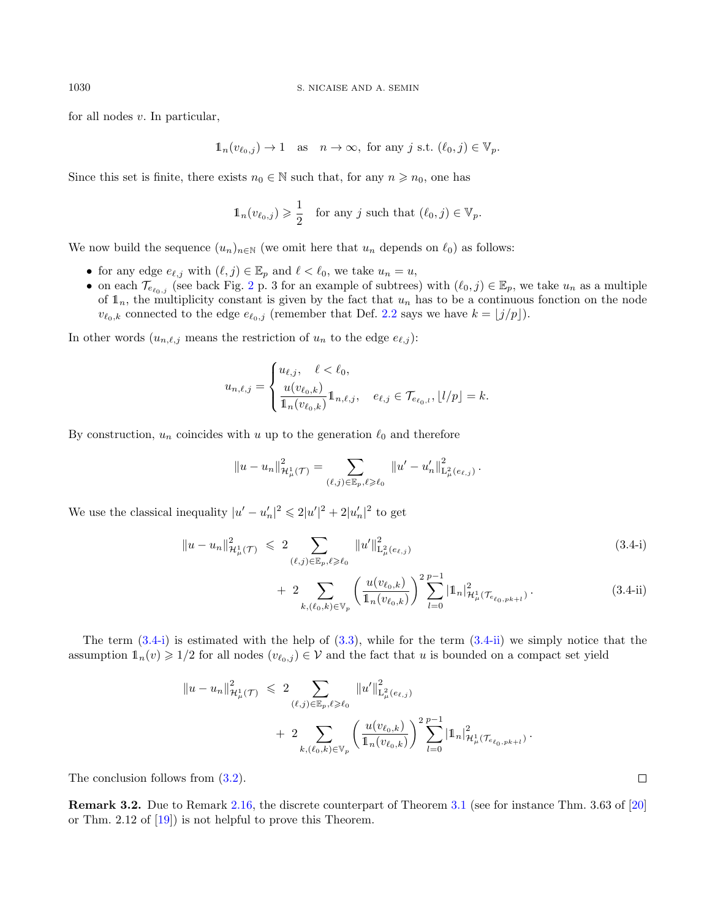for all nodes $v$. In particular,

$$\mathbb{1}_n(v_{\ell_0,j}) \to 1 \quad \text{as} \quad n \to \infty, \text{ for any } j \text{ s.t. } (\ell_0, j) \in \mathbb{V}_p.$$

Since this set is finite, there exists $n_0 \in \mathbb{N}$ such that, for any $n \geqslant n_0$, one has

$$\mathbb{1}_n(v_{\ell_0,j}) \geqslant \frac{1}{2} \quad \text{for any } j \text{ such that } (\ell_0, j) \in \mathbb{V}_p.$$

We now build the sequence $(u_n)_{n\in\mathbb{N}}$ (we omit here that $u_n$ depends on $\ell_0$) as follows:

- for any edge $e_{\ell,j}$ with $(\ell, j) \in \mathbb{E}_p$ and $\ell < \ell_0$, we take $u_n = u$,
- on each $\mathcal{T}_{e_{\ell_0,j}}$ (see back Fig. 2 p. 3 for an example of subtrees) with $(\ell_0, j) \in \mathbb{E}_p$, we take $u_n$ as a multiple of $\mathbb{1}_n$, the multiplicity constant is given by the fact that $u_n$ has to be a continuous fonction on the node $v_{\ell_0,k}$ connected to the edge $e_{\ell_0,j}$ (remember that Def. 2.2 says we have $k = \lfloor j/p \rfloor$).

In other words ($u_{n,\ell,j}$ means the restriction of $u_n$ to the edge $e_{\ell,j}$):

$$u_{n,\ell,j} = \begin{cases} u_{\ell,j}, & \ell < \ell_0, \\ \dfrac{u(v_{\ell_0,k})}{\mathbb{1}_n(v_{\ell_0,k})} \mathbb{1}_{n,\ell,j}, & e_{\ell,j} \in \mathcal{T}_{e_{\ell_0,l}}, \lfloor l/p \rfloor = k. \end{cases}$$

By construction, $u_n$ coincides with $u$ up to the generation $\ell_0$ and therefore

$$\|u - u_n\|^2_{\mathcal{H}^1_\mu(\mathcal{T})} = \sum_{(\ell,j)\in\mathbb{E}_p, \ell \geqslant \ell_0} \|u' - u'_n\|^2_{\mathrm{L}^2_\mu(e_{\ell,j})}.$$

We use the classical inequality $|u' - u'_n|^2 \leqslant 2|u'|^2 + 2|u'_n|^2$ to get

$$\|u - u_n\|^2_{\mathcal{H}^1_\mu(\mathcal{T})} \leqslant 2 \sum_{(\ell,j)\in\mathbb{E}_p, \ell \geqslant \ell_0} \|u'\|^2_{\mathrm{L}^2_\mu(e_{\ell,j})} \tag{3.4-i}$$

$$+ \; 2 \sum_{k,(\ell_0,k)\in\mathbb{V}_p} \left( \frac{u(v_{\ell_0,k})}{\mathbb{1}_n(v_{\ell_0,k})} \right)^2 \sum_{l=0}^{p-1} |\mathbb{1}_n|^2_{\mathcal{H}^1_\mu(\mathcal{T}_{e_{\ell_0,pk+l}})}. \tag{3.4-ii}$$

The term (3.4-i) is estimated with the help of (3.3), while for the term (3.4-ii) we simply notice that the assumption $\mathbb{1}_n(v) \geqslant 1/2$ for all nodes $(v_{\ell_0,j}) \in \mathcal{V}$ and the fact that $u$ is bounded on a compact set yield

$$\|u - u_n\|^2_{\mathcal{H}^1_\mu(\mathcal{T})} \leqslant 2 \sum_{(\ell,j)\in\mathbb{E}_p, \ell \geqslant \ell_0} \|u'\|^2_{\mathrm{L}^2_\mu(e_{\ell,j})}$$

$$+ \; 2 \sum_{k,(\ell_0,k)\in\mathbb{V}_p} \left( \frac{u(v_{\ell_0,k})}{\mathbb{1}_n(v_{\ell_0,k})} \right)^2 \sum_{l=0}^{p-1} |\mathbb{1}_n|^2_{\mathcal{H}^1_\mu(\mathcal{T}_{e_{\ell_0,pk+l}})}.$$

The conclusion follows from (3.2). $\square$

**Remark 3.2.** Due to Remark 2.16, the discrete counterpart of Theorem 3.1 (see for instance Thm. 3.63 of [20] or Thm. 2.12 of [19]) is not helpful to prove this Theorem.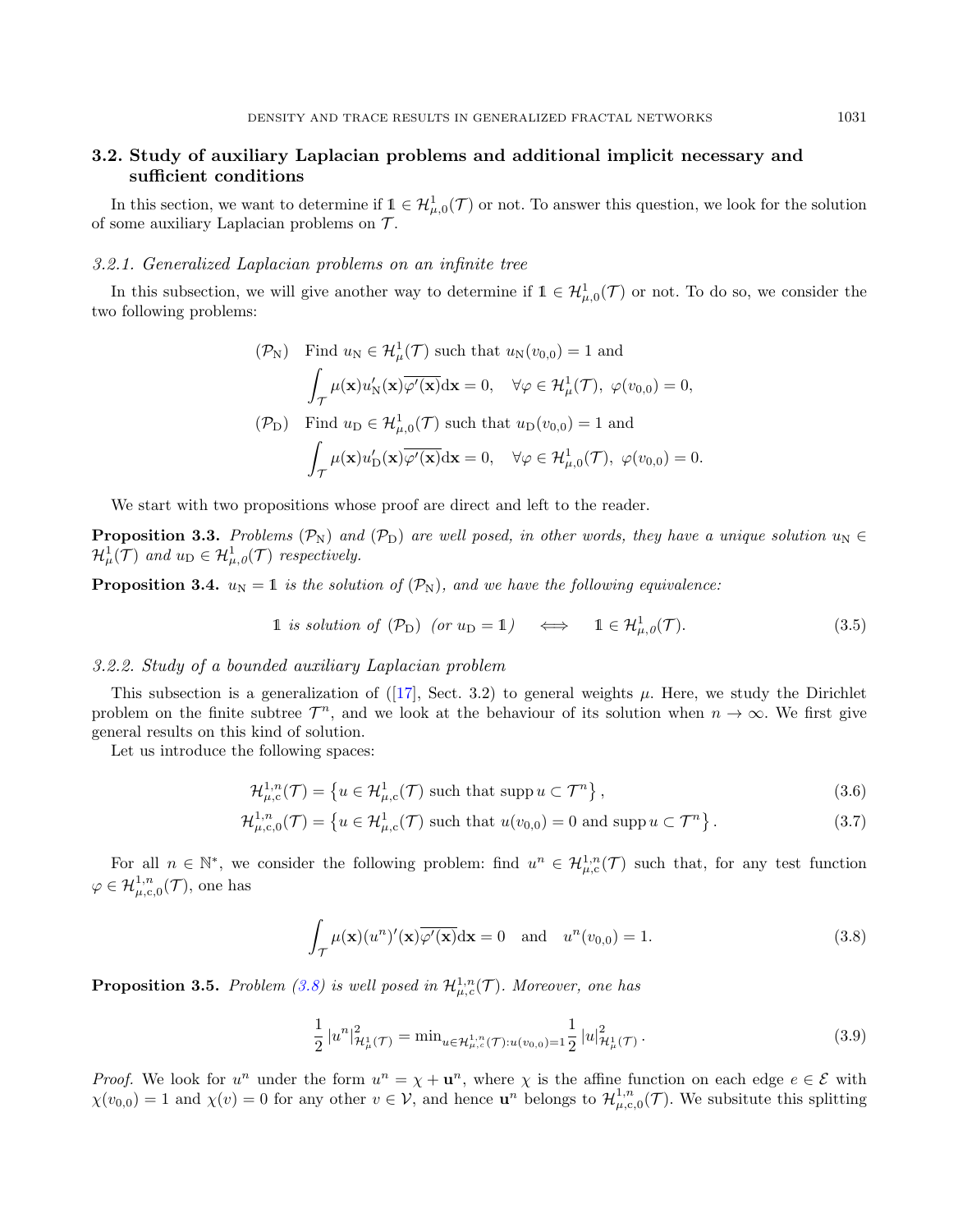## 3.2. Study of auxiliary Laplacian problems and additional implicit necessary and sufficient conditions

In this section, we want to determine if $\mathbb{1} \in \mathcal{H}^1_{\mu,0}(\mathcal{T})$ or not. To answer this question, we look for the solution of some auxiliary Laplacian problems on $\mathcal{T}$.

### 3.2.1. Generalized Laplacian problems on an infinite tree

In this subsection, we will give another way to determine if $\mathbb{1} \in \mathcal{H}^1_{\mu,0}(\mathcal{T})$ or not. To do so, we consider the two following problems:

$$
\begin{aligned}
(\mathcal{P}_\mathrm{N})\quad & \text{Find } u_\mathrm{N} \in \mathcal{H}^1_{\mu}(\mathcal{T}) \text{ such that } u_\mathrm{N}(v_{0,0}) = 1 \text{ and} \\
& \int_{\mathcal{T}} \mu(\mathbf{x}) u_\mathrm{N}'(\mathbf{x}) \overline{\varphi'(\mathbf{x})} \mathrm{d}\mathbf{x} = 0, \quad \forall \varphi \in \mathcal{H}^1_{\mu}(\mathcal{T}),\ \varphi(v_{0,0}) = 0, \\
(\mathcal{P}_\mathrm{D})\quad & \text{Find } u_\mathrm{D} \in \mathcal{H}^1_{\mu,0}(\mathcal{T}) \text{ such that } u_\mathrm{D}(v_{0,0}) = 1 \text{ and} \\
& \int_{\mathcal{T}} \mu(\mathbf{x}) u_\mathrm{D}'(\mathbf{x}) \overline{\varphi'(\mathbf{x})} \mathrm{d}\mathbf{x} = 0, \quad \forall \varphi \in \mathcal{H}^1_{\mu,0}(\mathcal{T}),\ \varphi(v_{0,0}) = 0.
\end{aligned}
$$

We start with two propositions whose proof are direct and left to the reader.

**Proposition 3.3.** *Problems $(\mathcal{P}_\mathrm{N})$ and $(\mathcal{P}_\mathrm{D})$ are well posed, in other words, they have a unique solution $u_\mathrm{N} \in \mathcal{H}^1_{\mu}(\mathcal{T})$ and $u_\mathrm{D} \in \mathcal{H}^1_{\mu,0}(\mathcal{T})$ respectively.*

**Proposition 3.4.** *$u_\mathrm{N} = \mathbb{1}$ is the solution of $(\mathcal{P}_\mathrm{N})$, and we have the following equivalence:*

$$
\mathbb{1} \text{ is solution of } (\mathcal{P}_\mathrm{D}) \ (\text{or } u_\mathrm{D} = \mathbb{1}) \quad \Longleftrightarrow \quad \mathbb{1} \in \mathcal{H}^1_{\mu,0}(\mathcal{T}). \tag{3.5}
$$

### 3.2.2. Study of a bounded auxiliary Laplacian problem

This subsection is a generalization of ([17], Sect. 3.2) to general weights $\mu$. Here, we study the Dirichlet problem on the finite subtree $\mathcal{T}^n$, and we look at the behaviour of its solution when $n \to \infty$. We first give general results on this kind of solution.

Let us introduce the following spaces:

$$
\mathcal{H}^{1,n}_{\mu,\mathrm{c}}(\mathcal{T}) = \left\{ u \in \mathcal{H}^1_{\mu,\mathrm{c}}(\mathcal{T}) \text{ such that } \operatorname{supp} u \subset \mathcal{T}^n \right\}, \tag{3.6}
$$

$$
\mathcal{H}^{1,n}_{\mu,\mathrm{c},0}(\mathcal{T}) = \left\{ u \in \mathcal{H}^1_{\mu,\mathrm{c}}(\mathcal{T}) \text{ such that } u(v_{0,0}) = 0 \text{ and } \operatorname{supp} u \subset \mathcal{T}^n \right\}. \tag{3.7}
$$

For all $n \in \mathbb{N}^*$, we consider the following problem: find $u^n \in \mathcal{H}^{1,n}_{\mu,\mathrm{c}}(\mathcal{T})$ such that, for any test function $\varphi \in \mathcal{H}^{1,n}_{\mu,\mathrm{c},0}(\mathcal{T})$, one has

$$
\int_{\mathcal{T}} \mu(\mathbf{x}) (u^n)'(\mathbf{x}) \overline{\varphi'(\mathbf{x})} \mathrm{d}\mathbf{x} = 0 \quad \text{and} \quad u^n(v_{0,0}) = 1. \tag{3.8}
$$

**Proposition 3.5.** *Problem (3.8) is well posed in $\mathcal{H}^{1,n}_{\mu,\mathrm{c}}(\mathcal{T})$. Moreover, one has*

$$
\frac{1}{2} \left| u^n \right|^2_{\mathcal{H}^1_{\mu}(\mathcal{T})} = \min_{u \in \mathcal{H}^{1,n}_{\mu,\mathrm{c}}(\mathcal{T}) : u(v_{0,0}) = 1} \frac{1}{2} \left| u \right|^2_{\mathcal{H}^1_{\mu}(\mathcal{T})}. \tag{3.9}
$$

*Proof.* We look for $u^n$ under the form $u^n = \chi + \mathbf{u}^n$, where $\chi$ is the affine function on each edge $e \in \mathcal{E}$ with $\chi(v_{0,0}) = 1$ and $\chi(v) = 0$ for any other $v \in \mathcal{V}$, and hence $\mathbf{u}^n$ belongs to $\mathcal{H}^{1,n}_{\mu,\mathrm{c},0}(\mathcal{T})$. We subsitute this splitting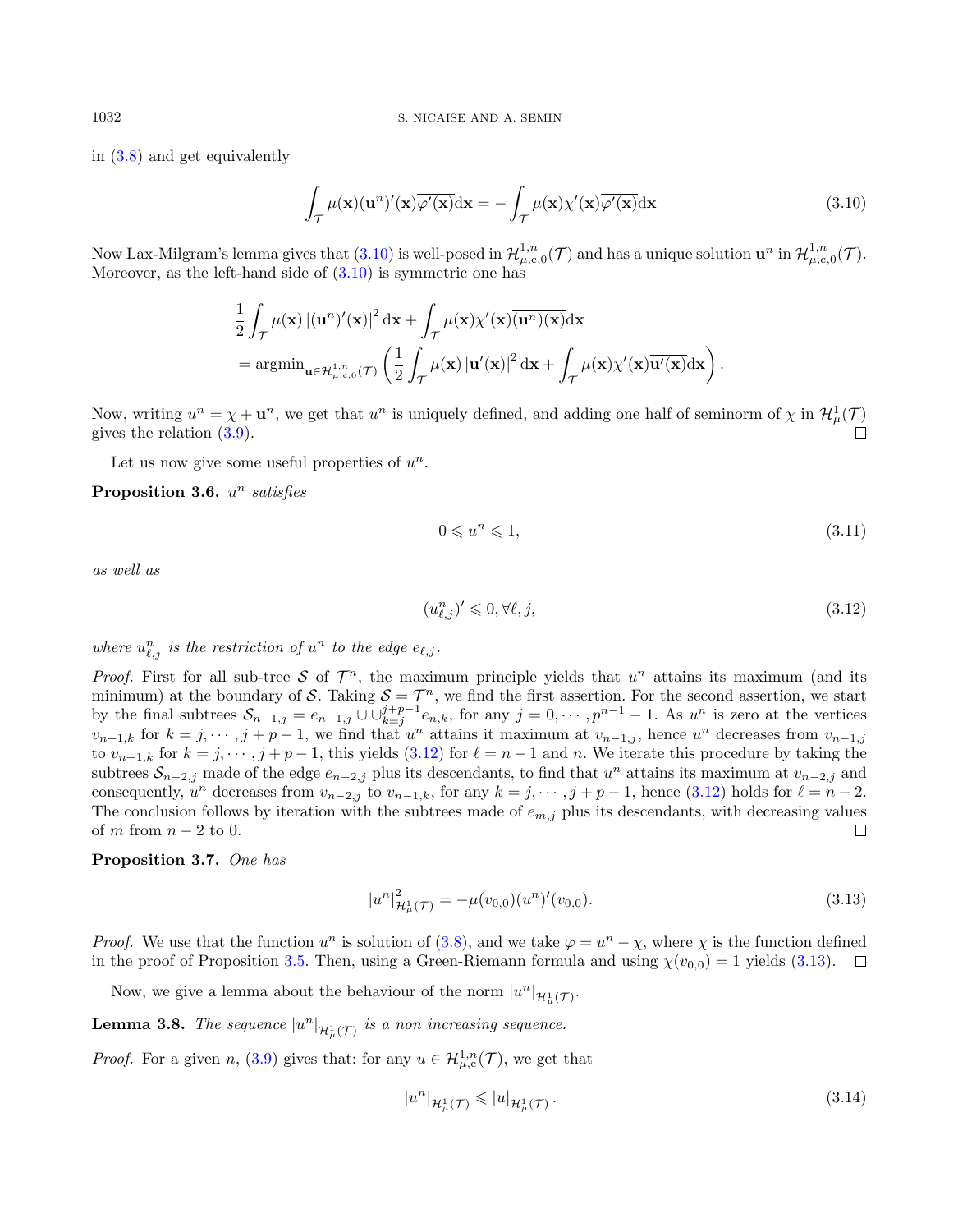in (3.8) and get equivalently

$$\int_{\mathcal{T}} \mu(\mathbf{x})(\mathbf{u}^n)'(\mathbf{x})\overline{\varphi'(\mathbf{x})}\mathrm{d}\mathbf{x} = -\int_{\mathcal{T}} \mu(\mathbf{x})\chi'(\mathbf{x})\overline{\varphi'(\mathbf{x})}\mathrm{d}\mathbf{x} \tag{3.10}$$

Now Lax-Milgram's lemma gives that (3.10) is well-posed in $\mathcal{H}^{1,n}_{\mu,c,0}(\mathcal{T})$ and has a unique solution $\mathbf{u}^n$ in $\mathcal{H}^{1,n}_{\mu,c,0}(\mathcal{T})$. Moreover, as the left-hand side of (3.10) is symmetric one has

$$\begin{aligned}
&\frac{1}{2}\int_{\mathcal{T}} \mu(\mathbf{x}) \left|(\mathbf{u}^n)'(\mathbf{x})\right|^2 \mathrm{d}\mathbf{x} + \int_{\mathcal{T}} \mu(\mathbf{x})\chi'(\mathbf{x})\overline{(\mathbf{u}^n)(\mathbf{x})}\mathrm{d}\mathbf{x} \\
&= \operatorname{argmin}_{\mathbf{u}\in\mathcal{H}^{1,n}_{\mu,c,0}(\mathcal{T})} \left(\frac{1}{2}\int_{\mathcal{T}} \mu(\mathbf{x}) \left|\mathbf{u}'(\mathbf{x})\right|^2 \mathrm{d}\mathbf{x} + \int_{\mathcal{T}} \mu(\mathbf{x})\chi'(\mathbf{x})\overline{\mathbf{u}'(\mathbf{x})}\mathrm{d}\mathbf{x}\right).
\end{aligned}$$

Now, writing $u^n = \chi + \mathbf{u}^n$, we get that $u^n$ is uniquely defined, and adding one half of seminorm of $\chi$ in $\mathcal{H}^1_\mu(\mathcal{T})$ gives the relation (3.9). $\square$

Let us now give some useful properties of $u^n$.

**Proposition 3.6.** *$u^n$ satisfies*

$$0 \leqslant u^n \leqslant 1, \tag{3.11}$$

*as well as*

$$(u^n_{\ell,j})' \leqslant 0, \forall \ell, j, \tag{3.12}$$

*where $u^n_{\ell,j}$ is the restriction of $u^n$ to the edge $e_{\ell,j}$.*

*Proof.* First for all sub-tree $\mathcal{S}$ of $\mathcal{T}^n$, the maximum principle yields that $u^n$ attains its maximum (and its minimum) at the boundary of $\mathcal{S}$. Taking $\mathcal{S} = \mathcal{T}^n$, we find the first assertion. For the second assertion, we start by the final subtrees $\mathcal{S}_{n-1,j} = e_{n-1,j} \cup \cup_{k=j}^{j+p-1} e_{n,k}$, for any $j = 0, \cdots, p^{n-1}-1$. As $u^n$ is zero at the vertices $v_{n+1,k}$ for $k = j, \cdots, j+p-1$, we find that $u^n$ attains it maximum at $v_{n-1,j}$, hence $u^n$ decreases from $v_{n-1,j}$ to $v_{n+1,k}$ for $k = j, \cdots, j+p-1$, this yields (3.12) for $\ell = n-1$ and $n$. We iterate this procedure by taking the subtrees $\mathcal{S}_{n-2,j}$ made of the edge $e_{n-2,j}$ plus its descendants, to find that $u^n$ attains its maximum at $v_{n-2,j}$ and consequently, $u^n$ decreases from $v_{n-2,j}$ to $v_{n-1,k}$, for any $k = j, \cdots, j+p-1$, hence (3.12) holds for $\ell = n-2$. The conclusion follows by iteration with the subtrees made of $e_{m,j}$ plus its descendants, with decreasing values of $m$ from $n-2$ to $0$. $\square$

**Proposition 3.7.** *One has*

$$|u^n|^2_{\mathcal{H}^1_\mu(\mathcal{T})} = -\mu(v_{0,0})(u^n)'(v_{0,0}). \tag{3.13}$$

*Proof.* We use that the function $u^n$ is solution of (3.8), and we take $\varphi = u^n - \chi$, where $\chi$ is the function defined in the proof of Proposition 3.5. Then, using a Green-Riemann formula and using $\chi(v_{0,0}) = 1$ yields (3.13). $\square$

Now, we give a lemma about the behaviour of the norm $|u^n|_{\mathcal{H}^1_\mu(\mathcal{T})}$.

**Lemma 3.8.** *The sequence $|u^n|_{\mathcal{H}^1_\mu(\mathcal{T})}$ is a non increasing sequence.*

*Proof.* For a given $n$, (3.9) gives that: for any $u \in \mathcal{H}^{1,n}_{\mu,c}(\mathcal{T})$, we get that

$$|u^n|_{\mathcal{H}^1_\mu(\mathcal{T})} \leqslant |u|_{\mathcal{H}^1_\mu(\mathcal{T})}. \tag{3.14}$$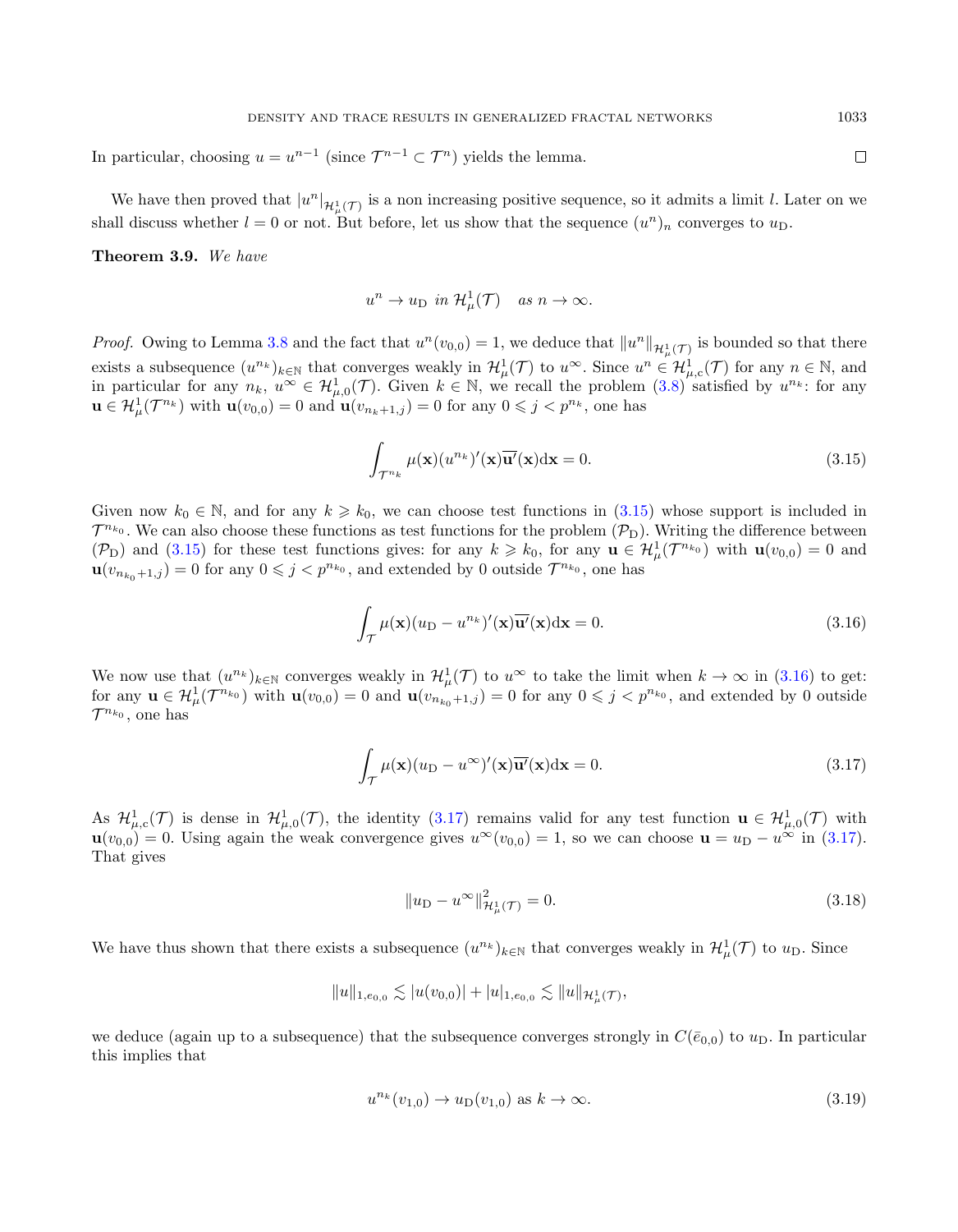In particular, choosing $u = u^{n-1}$ (since $\mathcal{T}^{n-1} \subset \mathcal{T}^n$) yields the lemma. $\square$

We have then proved that $|u^n|_{\mathcal{H}^1_\mu(\mathcal{T})}$ is a non increasing positive sequence, so it admits a limit $l$. Later on we shall discuss whether $l = 0$ or not. But before, let us show that the sequence $(u^n)_n$ converges to $u_{\mathrm{D}}$.

**Theorem 3.9.** *We have*

$$u^n \to u_{\mathrm{D}} \text{ in } \mathcal{H}^1_\mu(\mathcal{T}) \quad \text{as } n \to \infty.$$

*Proof.* Owing to Lemma 3.8 and the fact that $u^n(v_{0,0}) = 1$, we deduce that $\|u^n\|_{\mathcal{H}^1_\mu(\mathcal{T})}$ is bounded so that there exists a subsequence $(u^{n_k})_{k\in\mathbb{N}}$ that converges weakly in $\mathcal{H}^1_\mu(\mathcal{T})$ to $u^\infty$. Since $u^n \in \mathcal{H}^1_{\mu,\mathrm{c}}(\mathcal{T})$ for any $n \in \mathbb{N}$, and in particular for any $n_k$, $u^\infty \in \mathcal{H}^1_{\mu,0}(\mathcal{T})$. Given $k \in \mathbb{N}$, we recall the problem (3.8) satisfied by $u^{n_k}$: for any $\mathbf{u} \in \mathcal{H}^1_\mu(\mathcal{T}^{n_k})$ with $\mathbf{u}(v_{0,0}) = 0$ and $\mathbf{u}(v_{n_k+1,j}) = 0$ for any $0 \leqslant j < p^{n_k}$, one has

$$\int_{\mathcal{T}^{n_k}} \mu(\mathbf{x})(u^{n_k})'(\mathbf{x})\overline{\mathbf{u}'}(\mathbf{x})\mathrm{d}\mathbf{x} = 0. \tag{3.15}$$

Given now $k_0 \in \mathbb{N}$, and for any $k \geqslant k_0$, we can choose test functions in (3.15) whose support is included in $\mathcal{T}^{n_{k_0}}$. We can also choose these functions as test functions for the problem $(\mathcal{P}_{\mathrm{D}})$. Writing the difference between $(\mathcal{P}_{\mathrm{D}})$ and (3.15) for these test functions gives: for any $k \geqslant k_0$, for any $\mathbf{u} \in \mathcal{H}^1_\mu(\mathcal{T}^{n_{k_0}})$ with $\mathbf{u}(v_{0,0}) = 0$ and $\mathbf{u}(v_{n_{k_0}+1,j}) = 0$ for any $0 \leqslant j < p^{n_{k_0}}$, and extended by 0 outside $\mathcal{T}^{n_{k_0}}$, one has

$$\int_{\mathcal{T}} \mu(\mathbf{x})(u_{\mathrm{D}} - u^{n_k})'(\mathbf{x})\overline{\mathbf{u}'}(\mathbf{x})\mathrm{d}\mathbf{x} = 0. \tag{3.16}$$

We now use that $(u^{n_k})_{k\in\mathbb{N}}$ converges weakly in $\mathcal{H}^1_\mu(\mathcal{T})$ to $u^\infty$ to take the limit when $k \to \infty$ in (3.16) to get: for any $\mathbf{u} \in \mathcal{H}^1_\mu(\mathcal{T}^{n_{k_0}})$ with $\mathbf{u}(v_{0,0}) = 0$ and $\mathbf{u}(v_{n_{k_0}+1,j}) = 0$ for any $0 \leqslant j < p^{n_{k_0}}$, and extended by 0 outside $\mathcal{T}^{n_{k_0}}$, one has

$$\int_{\mathcal{T}} \mu(\mathbf{x})(u_{\mathrm{D}} - u^\infty)'(\mathbf{x})\overline{\mathbf{u}'}(\mathbf{x})\mathrm{d}\mathbf{x} = 0. \tag{3.17}$$

As $\mathcal{H}^1_{\mu,\mathrm{c}}(\mathcal{T})$ is dense in $\mathcal{H}^1_{\mu,0}(\mathcal{T})$, the identity (3.17) remains valid for any test function $\mathbf{u} \in \mathcal{H}^1_{\mu,0}(\mathcal{T})$ with $\mathbf{u}(v_{0,0}) = 0$. Using again the weak convergence gives $u^\infty(v_{0,0}) = 1$, so we can choose $\mathbf{u} = u_{\mathrm{D}} - u^\infty$ in (3.17). That gives

$$\|u_{\mathrm{D}} - u^\infty\|^2_{\mathcal{H}^1_\mu(\mathcal{T})} = 0. \tag{3.18}$$

We have thus shown that there exists a subsequence $(u^{n_k})_{k\in\mathbb{N}}$ that converges weakly in $\mathcal{H}^1_\mu(\mathcal{T})$ to $u_{\mathrm{D}}$. Since

$$\|u\|_{1,e_{0,0}} \lesssim |u(v_{0,0})| + |u|_{1,e_{0,0}} \lesssim \|u\|_{\mathcal{H}^1_\mu(\mathcal{T})},$$

we deduce (again up to a subsequence) that the subsequence converges strongly in $C(\bar{e}_{0,0})$ to $u_{\mathrm{D}}$. In particular this implies that

$$u^{n_k}(v_{1,0}) \to u_{\mathrm{D}}(v_{1,0}) \text{ as } k \to \infty. \tag{3.19}$$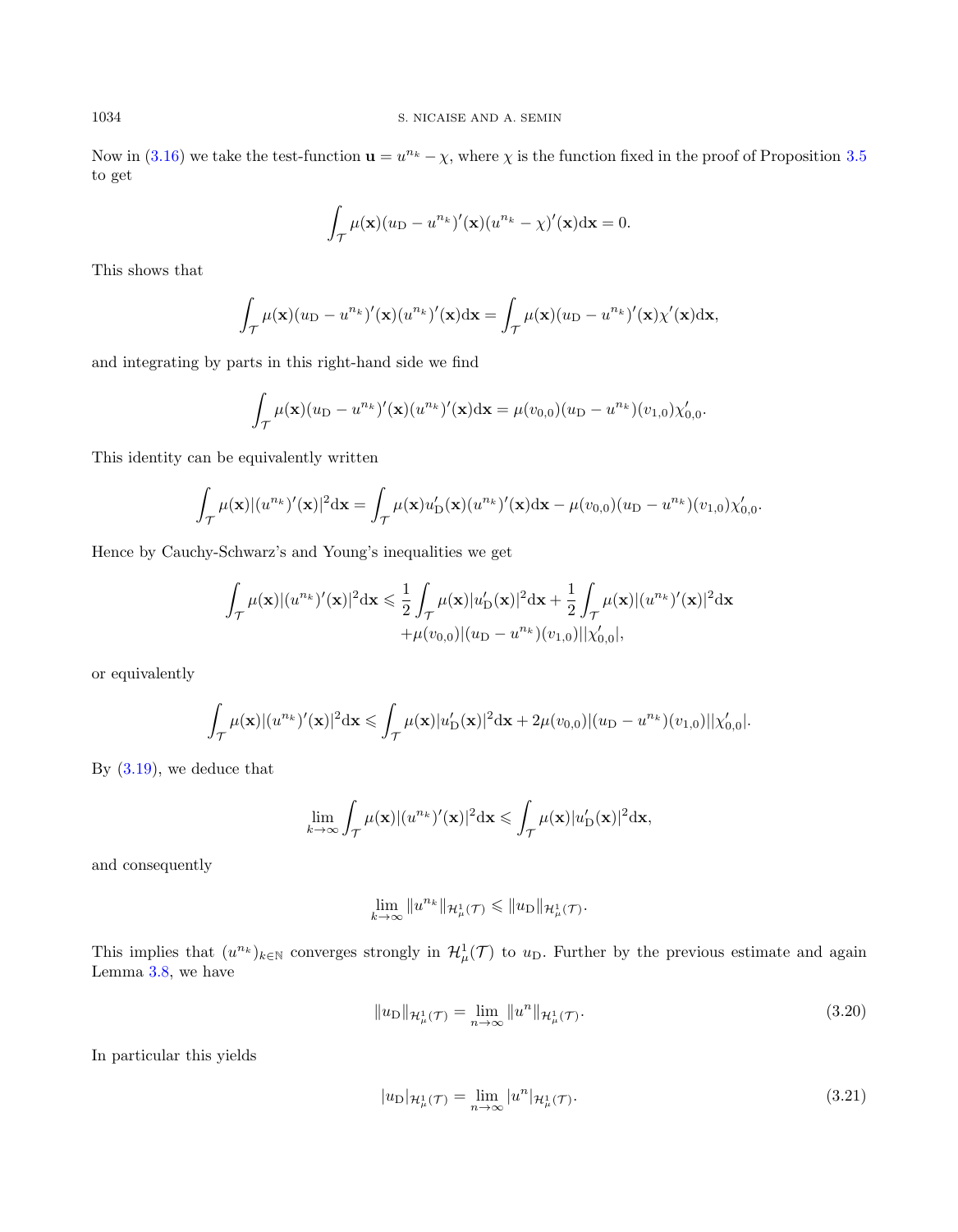Now in (3.16) we take the test-function $\mathbf{u} = u^{n_k} - \chi$, where $\chi$ is the function fixed in the proof of Proposition 3.5 to get

$$\int_{\mathcal{T}} \mu(\mathbf{x})(u_{\mathrm{D}} - u^{n_k})'(\mathbf{x})(u^{n_k} - \chi)'(\mathbf{x})\mathrm{d}\mathbf{x} = 0.$$

This shows that

$$\int_{\mathcal{T}} \mu(\mathbf{x})(u_{\mathrm{D}} - u^{n_k})'(\mathbf{x})(u^{n_k})'(\mathbf{x})\mathrm{d}\mathbf{x} = \int_{\mathcal{T}} \mu(\mathbf{x})(u_{\mathrm{D}} - u^{n_k})'(\mathbf{x})\chi'(\mathbf{x})\mathrm{d}\mathbf{x},$$

and integrating by parts in this right-hand side we find

$$\int_{\mathcal{T}} \mu(\mathbf{x})(u_{\mathrm{D}} - u^{n_k})'(\mathbf{x})(u^{n_k})'(\mathbf{x})\mathrm{d}\mathbf{x} = \mu(v_{0,0})(u_{\mathrm{D}} - u^{n_k})(v_{1,0})\chi'_{0,0}.$$

This identity can be equivalently written

$$\int_{\mathcal{T}} \mu(\mathbf{x})|(u^{n_k})'(\mathbf{x})|^2\mathrm{d}\mathbf{x} = \int_{\mathcal{T}} \mu(\mathbf{x})u'_{\mathrm{D}}(\mathbf{x})(u^{n_k})'(\mathbf{x})\mathrm{d}\mathbf{x} - \mu(v_{0,0})(u_{\mathrm{D}} - u^{n_k})(v_{1,0})\chi'_{0,0}.$$

Hence by Cauchy-Schwarz's and Young's inequalities we get

$$\begin{aligned}\int_{\mathcal{T}} \mu(\mathbf{x})|(u^{n_k})'(\mathbf{x})|^2\mathrm{d}\mathbf{x} \leqslant \frac{1}{2}\int_{\mathcal{T}} \mu(\mathbf{x})|u'_{\mathrm{D}}(\mathbf{x})|^2\mathrm{d}\mathbf{x} + \frac{1}{2}\int_{\mathcal{T}} \mu(\mathbf{x})|(u^{n_k})'(\mathbf{x})|^2\mathrm{d}\mathbf{x} \\ +\mu(v_{0,0})|(u_{\mathrm{D}} - u^{n_k})(v_{1,0})||\chi'_{0,0}|,\end{aligned}$$

or equivalently

$$\int_{\mathcal{T}} \mu(\mathbf{x})|(u^{n_k})'(\mathbf{x})|^2\mathrm{d}\mathbf{x} \leqslant \int_{\mathcal{T}} \mu(\mathbf{x})|u'_{\mathrm{D}}(\mathbf{x})|^2\mathrm{d}\mathbf{x} + 2\mu(v_{0,0})|(u_{\mathrm{D}} - u^{n_k})(v_{1,0})||\chi'_{0,0}|.$$

By (3.19), we deduce that

$$\lim_{k\to\infty} \int_{\mathcal{T}} \mu(\mathbf{x})|(u^{n_k})'(\mathbf{x})|^2\mathrm{d}\mathbf{x} \leqslant \int_{\mathcal{T}} \mu(\mathbf{x})|u'_{\mathrm{D}}(\mathbf{x})|^2\mathrm{d}\mathbf{x},$$

and consequently

$$\lim_{k\to\infty} \|u^{n_k}\|_{\mathcal{H}^1_\mu(\mathcal{T})} \leqslant \|u_{\mathrm{D}}\|_{\mathcal{H}^1_\mu(\mathcal{T})}.$$

This implies that $(u^{n_k})_{k\in\mathbb{N}}$ converges strongly in $\mathcal{H}^1_\mu(\mathcal{T})$ to $u_{\mathrm{D}}$. Further by the previous estimate and again Lemma 3.8, we have

$$\|u_{\mathrm{D}}\|_{\mathcal{H}^1_\mu(\mathcal{T})} = \lim_{n\to\infty} \|u^n\|_{\mathcal{H}^1_\mu(\mathcal{T})}. \tag{3.20}$$

In particular this yields

$$|u_{\mathrm{D}}|_{\mathcal{H}^1_\mu(\mathcal{T})} = \lim_{n\to\infty} |u^n|_{\mathcal{H}^1_\mu(\mathcal{T})}. \tag{3.21}$$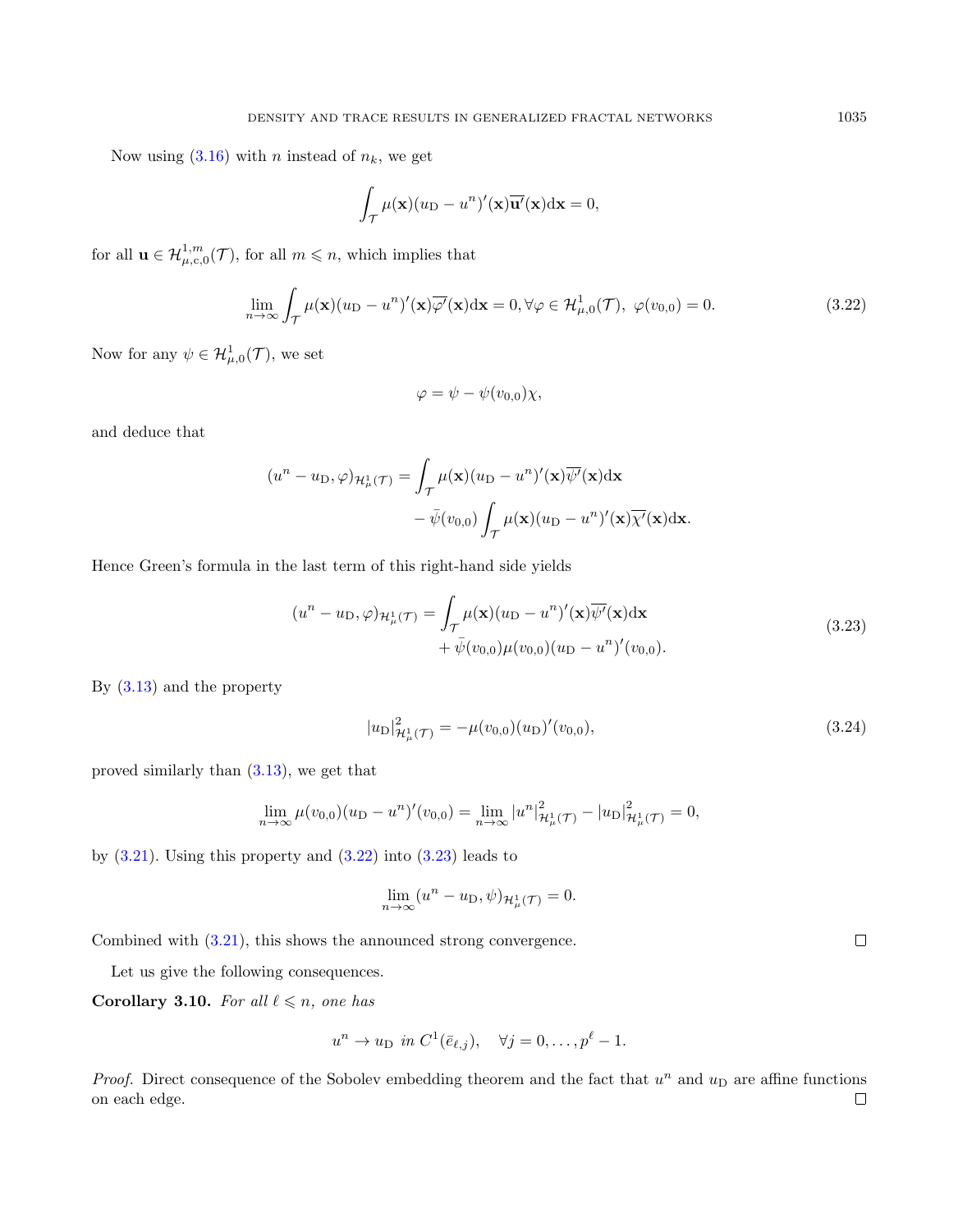Now using (3.16) with $n$ instead of $n_k$, we get

$$\int_{\mathcal{T}} \mu(\mathbf{x})(u_{\rm D} - u^n)'(\mathbf{x})\overline{\mathbf{u}'}(\mathbf{x})\mathrm{d}\mathbf{x} = 0,$$

for all $\mathbf{u} \in \mathcal{H}^{1,m}_{\mu,\mathrm{c},0}(\mathcal{T})$, for all $m \leqslant n$, which implies that

$$\lim_{n\to\infty} \int_{\mathcal{T}} \mu(\mathbf{x})(u_{\rm D} - u^n)'(\mathbf{x})\overline{\varphi'}(\mathbf{x})\mathrm{d}\mathbf{x} = 0, \forall \varphi \in \mathcal{H}^1_{\mu,0}(\mathcal{T}),\ \varphi(v_{0,0}) = 0. \tag{3.22}$$

Now for any $\psi \in \mathcal{H}^1_{\mu,0}(\mathcal{T})$, we set

$$\varphi = \psi - \psi(v_{0,0})\chi,$$

and deduce that

$$\begin{aligned}(u^n - u_{\rm D}, \varphi)_{\mathcal{H}^1_\mu(\mathcal{T})} = &\int_{\mathcal{T}} \mu(\mathbf{x})(u_{\rm D} - u^n)'(\mathbf{x})\overline{\psi'}(\mathbf{x})\mathrm{d}\mathbf{x} \\ &- \bar{\psi}(v_{0,0}) \int_{\mathcal{T}} \mu(\mathbf{x})(u_{\rm D} - u^n)'(\mathbf{x})\overline{\chi'}(\mathbf{x})\mathrm{d}\mathbf{x}.\end{aligned}$$

Hence Green's formula in the last term of this right-hand side yields

$$\begin{aligned}(u^n - u_{\rm D}, \varphi)_{\mathcal{H}^1_\mu(\mathcal{T})} = &\int_{\mathcal{T}} \mu(\mathbf{x})(u_{\rm D} - u^n)'(\mathbf{x})\overline{\psi'}(\mathbf{x})\mathrm{d}\mathbf{x} \\ &+ \bar{\psi}(v_{0,0})\mu(v_{0,0})(u_{\rm D} - u^n)'(v_{0,0}).\end{aligned} \tag{3.23}$$

By (3.13) and the property

$$|u_{\rm D}|^2_{\mathcal{H}^1_\mu(\mathcal{T})} = -\mu(v_{0,0})(u_{\rm D})'(v_{0,0}), \tag{3.24}$$

proved similarly than (3.13), we get that

$$\lim_{n\to\infty} \mu(v_{0,0})(u_{\rm D} - u^n)'(v_{0,0}) = \lim_{n\to\infty} |u^n|^2_{\mathcal{H}^1_\mu(\mathcal{T})} - |u_{\rm D}|^2_{\mathcal{H}^1_\mu(\mathcal{T})} = 0,$$

by (3.21). Using this property and (3.22) into (3.23) leads to

$$\lim_{n\to\infty} (u^n - u_{\rm D}, \psi)_{\mathcal{H}^1_\mu(\mathcal{T})} = 0.$$

Combined with (3.21), this shows the announced strong convergence. □

Let us give the following consequences.

**Corollary 3.10.** *For all $\ell \leqslant n$, one has*

$$u^n \to u_{\rm D} \ \text{in}\ C^1(\bar{e}_{\ell,j}), \quad \forall j = 0, \ldots, p^\ell - 1.$$

*Proof.* Direct consequence of the Sobolev embedding theorem and the fact that $u^n$ and $u_{\rm D}$ are affine functions on each edge. □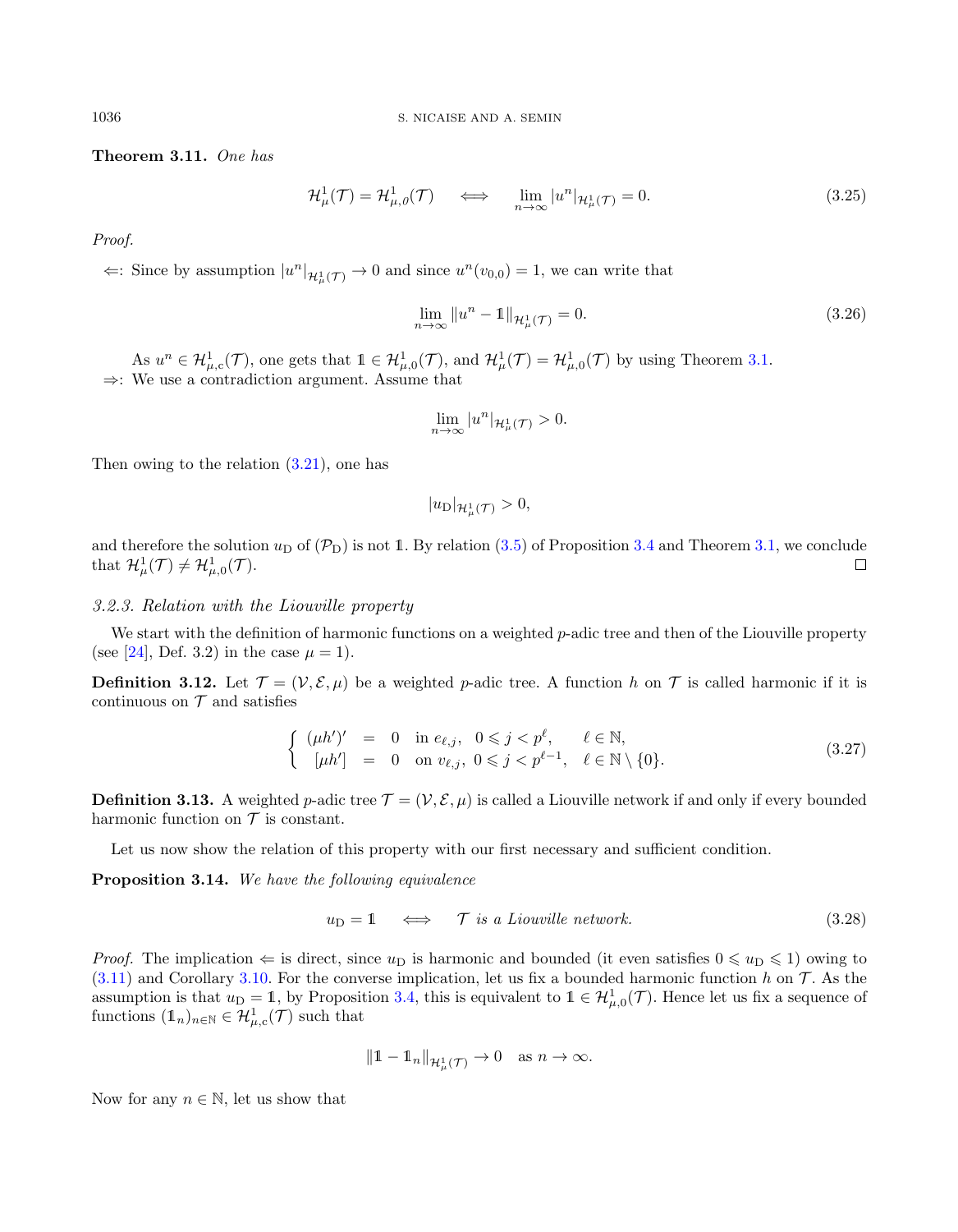**Theorem 3.11.** *One has*

$$\mathcal{H}^1_\mu(\mathcal{T}) = \mathcal{H}^1_{\mu,0}(\mathcal{T}) \quad \iff \quad \lim_{n\to\infty} |u^n|_{\mathcal{H}^1_\mu(\mathcal{T})} = 0. \tag{3.25}$$

*Proof.*

$\Leftarrow$: Since by assumption $|u^n|_{\mathcal{H}^1_\mu(\mathcal{T})} \to 0$ and since $u^n(v_{0,0}) = 1$, we can write that

$$\lim_{n\to\infty} \|u^n - \mathbb{1}\|_{\mathcal{H}^1_\mu(\mathcal{T})} = 0. \tag{3.26}$$

As $u^n \in \mathcal{H}^1_{\mu,c}(\mathcal{T})$, one gets that $\mathbb{1} \in \mathcal{H}^1_{\mu,0}(\mathcal{T})$, and $\mathcal{H}^1_\mu(\mathcal{T}) = \mathcal{H}^1_{\mu,0}(\mathcal{T})$ by using Theorem 3.1.

$\Rightarrow$: We use a contradiction argument. Assume that

$$\lim_{n\to\infty} |u^n|_{\mathcal{H}^1_\mu(\mathcal{T})} > 0.$$

Then owing to the relation (3.21), one has

$$|u_{\mathrm{D}}|_{\mathcal{H}^1_\mu(\mathcal{T})} > 0,$$

and therefore the solution $u_{\mathrm{D}}$ of $(\mathcal{P}_{\mathrm{D}})$ is not $\mathbb{1}$. By relation (3.5) of Proposition 3.4 and Theorem 3.1, we conclude that $\mathcal{H}^1_\mu(\mathcal{T}) \neq \mathcal{H}^1_{\mu,0}(\mathcal{T})$. $\square$

### 3.2.3. Relation with the Liouville property

We start with the definition of harmonic functions on a weighted $p$-adic tree and then of the Liouville property (see [24], Def. 3.2) in the case $\mu = 1$).

**Definition 3.12.** Let $\mathcal{T} = (\mathcal{V}, \mathcal{E}, \mu)$ be a weighted $p$-adic tree. A function $h$ on $\mathcal{T}$ is called harmonic if it is continuous on $\mathcal{T}$ and satisfies

$$\left\{ \begin{array}{rcll} (\mu h')' & = & 0 & \text{in } e_{\ell,j}, \ \ 0 \leqslant j < p^\ell, \quad \ \ell \in \mathbb{N}, \\ {[\mu h']} & = & 0 & \text{on } v_{\ell,j}, \ 0 \leqslant j < p^{\ell-1}, \ \ \ell \in \mathbb{N}\setminus\{0\}. \end{array} \right. \tag{3.27}$$

**Definition 3.13.** A weighted $p$-adic tree $\mathcal{T} = (\mathcal{V}, \mathcal{E}, \mu)$ is called a Liouville network if and only if every bounded harmonic function on $\mathcal{T}$ is constant.

Let us now show the relation of this property with our first necessary and sufficient condition.

**Proposition 3.14.** *We have the following equivalence*

$$u_{\mathrm{D}} = \mathbb{1} \quad \iff \quad \mathcal{T} \text{ is a Liouville network.} \tag{3.28}$$

*Proof.* The implication $\Leftarrow$ is direct, since $u_{\mathrm{D}}$ is harmonic and bounded (it even satisfies $0 \leqslant u_{\mathrm{D}} \leqslant 1$) owing to (3.11) and Corollary 3.10. For the converse implication, let us fix a bounded harmonic function $h$ on $\mathcal{T}$. As the assumption is that $u_{\mathrm{D}} = \mathbb{1}$, by Proposition 3.4, this is equivalent to $\mathbb{1} \in \mathcal{H}^1_{\mu,0}(\mathcal{T})$. Hence let us fix a sequence of functions $(\mathbb{1}_n)_{n\in\mathbb{N}} \in \mathcal{H}^1_{\mu,c}(\mathcal{T})$ such that

$$\|\mathbb{1} - \mathbb{1}_n\|_{\mathcal{H}^1_\mu(\mathcal{T})} \to 0 \quad \text{as } n \to \infty.$$

Now for any $n \in \mathbb{N}$, let us show that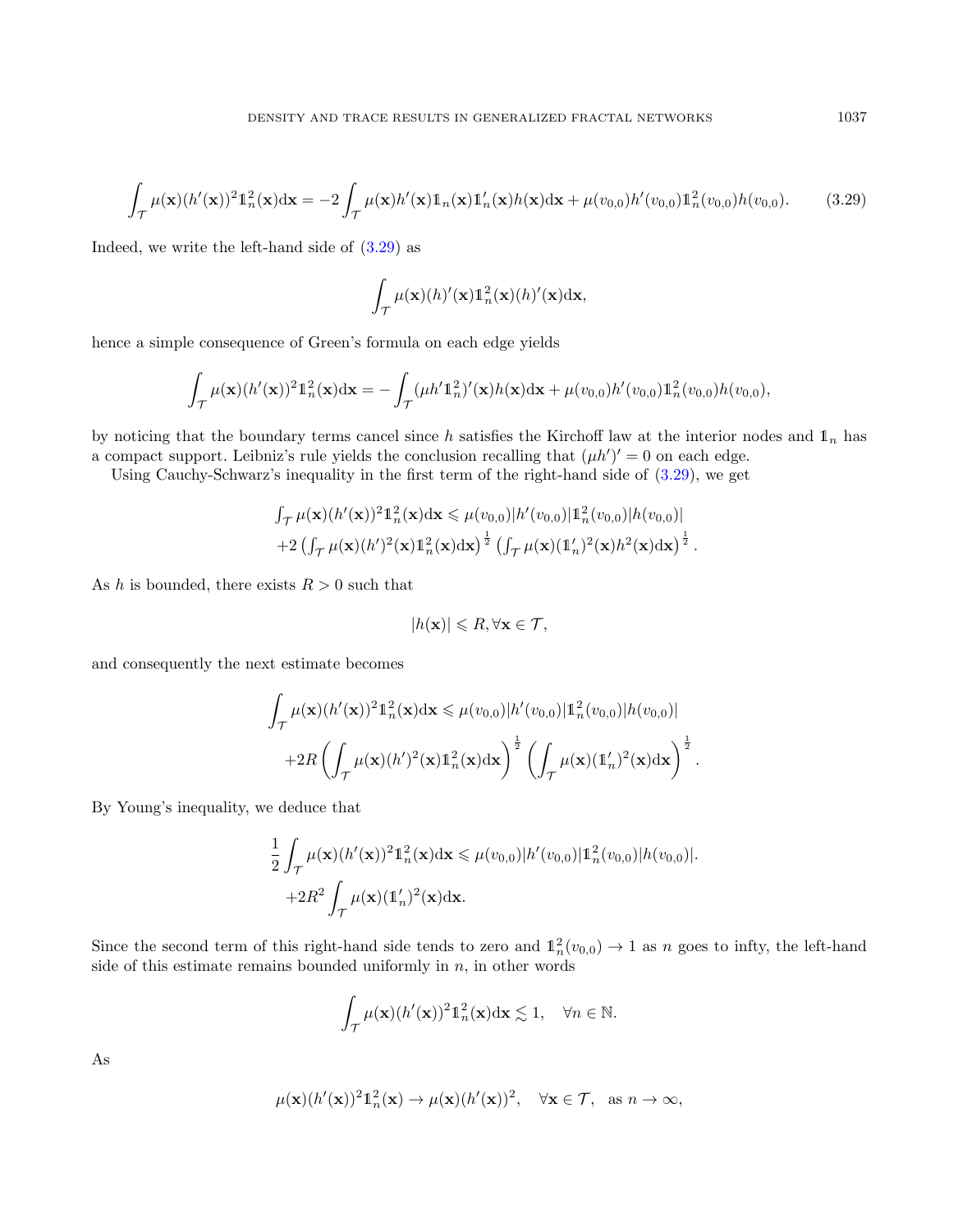$$\int_{\mathcal{T}} \mu(\mathbf{x})(h'(\mathbf{x}))^2 \mathbb{1}_n^2(\mathbf{x})\mathrm{d}\mathbf{x} = -2\int_{\mathcal{T}} \mu(\mathbf{x})h'(\mathbf{x})\mathbb{1}_n(\mathbf{x})\mathbb{1}_n'(\mathbf{x})h(\mathbf{x})\mathrm{d}\mathbf{x} + \mu(v_{0,0})h'(v_{0,0})\mathbb{1}_n^2(v_{0,0})h(v_{0,0}). \tag{3.29}$$

Indeed, we write the left-hand side of (3.29) as

$$\int_{\mathcal{T}} \mu(\mathbf{x})(h)'(\mathbf{x})\mathbb{1}_n^2(\mathbf{x})(h)'(\mathbf{x})\mathrm{d}\mathbf{x},$$

hence a simple consequence of Green's formula on each edge yields

$$\int_{\mathcal{T}} \mu(\mathbf{x})(h'(\mathbf{x}))^2 \mathbb{1}_n^2(\mathbf{x})\mathrm{d}\mathbf{x} = -\int_{\mathcal{T}} (\mu h' \mathbb{1}_n^2)'(\mathbf{x})h(\mathbf{x})\mathrm{d}\mathbf{x} + \mu(v_{0,0})h'(v_{0,0})\mathbb{1}_n^2(v_{0,0})h(v_{0,0}),$$

by noticing that the boundary terms cancel since $h$ satisfies the Kirchoff law at the interior nodes and $\mathbb{1}_n$ has a compact support. Leibniz's rule yields the conclusion recalling that $(\mu h')' = 0$ on each edge.

Using Cauchy-Schwarz's inequality in the first term of the right-hand side of (3.29), we get

$$\begin{aligned}
&\textstyle\int_{\mathcal{T}} \mu(\mathbf{x})(h'(\mathbf{x}))^2 \mathbb{1}_n^2(\mathbf{x})\mathrm{d}\mathbf{x} \leqslant \mu(v_{0,0})|h'(v_{0,0})|\mathbb{1}_n^2(v_{0,0})|h(v_{0,0})| \\
&+2\left(\textstyle\int_{\mathcal{T}} \mu(\mathbf{x})(h')^2(\mathbf{x})\mathbb{1}_n^2(\mathbf{x})\mathrm{d}\mathbf{x}\right)^{\frac{1}{2}} \left(\textstyle\int_{\mathcal{T}} \mu(\mathbf{x})(\mathbb{1}_n')^2(\mathbf{x})h^2(\mathbf{x})\mathrm{d}\mathbf{x}\right)^{\frac{1}{2}}.
\end{aligned}$$

As $h$ is bounded, there exists $R > 0$ such that

$$|h(\mathbf{x})| \leqslant R, \forall \mathbf{x} \in \mathcal{T},$$

and consequently the next estimate becomes

$$\begin{aligned}
\int_{\mathcal{T}} \mu(\mathbf{x})(h'(\mathbf{x}))^2 \mathbb{1}_n^2(\mathbf{x})\mathrm{d}\mathbf{x} &\leqslant \mu(v_{0,0})|h'(v_{0,0})|\mathbb{1}_n^2(v_{0,0})|h(v_{0,0})| \\
&+2R\left(\int_{\mathcal{T}} \mu(\mathbf{x})(h')^2(\mathbf{x})\mathbb{1}_n^2(\mathbf{x})\mathrm{d}\mathbf{x}\right)^{\frac{1}{2}} \left(\int_{\mathcal{T}} \mu(\mathbf{x})(\mathbb{1}_n')^2(\mathbf{x})\mathrm{d}\mathbf{x}\right)^{\frac{1}{2}}.
\end{aligned}$$

By Young's inequality, we deduce that

$$\begin{aligned}
\frac{1}{2}\int_{\mathcal{T}} \mu(\mathbf{x})(h'(\mathbf{x}))^2 \mathbb{1}_n^2(\mathbf{x})\mathrm{d}\mathbf{x} &\leqslant \mu(v_{0,0})|h'(v_{0,0})|\mathbb{1}_n^2(v_{0,0})|h(v_{0,0})|. \\
&+2R^2\int_{\mathcal{T}} \mu(\mathbf{x})(\mathbb{1}_n')^2(\mathbf{x})\mathrm{d}\mathbf{x}.
\end{aligned}$$

Since the second term of this right-hand side tends to zero and $\mathbb{1}_n^2(v_{0,0}) \to 1$ as $n$ goes to infty, the left-hand side of this estimate remains bounded uniformly in $n$, in other words

$$\int_{\mathcal{T}} \mu(\mathbf{x})(h'(\mathbf{x}))^2 \mathbb{1}_n^2(\mathbf{x})\mathrm{d}\mathbf{x} \lesssim 1, \quad \forall n \in \mathbb{N}.$$

As

$$\mu(\mathbf{x})(h'(\mathbf{x}))^2 \mathbb{1}_n^2(\mathbf{x}) \to \mu(\mathbf{x})(h'(\mathbf{x}))^2, \quad \forall \mathbf{x} \in \mathcal{T}, \quad \text{as } n \to \infty,$$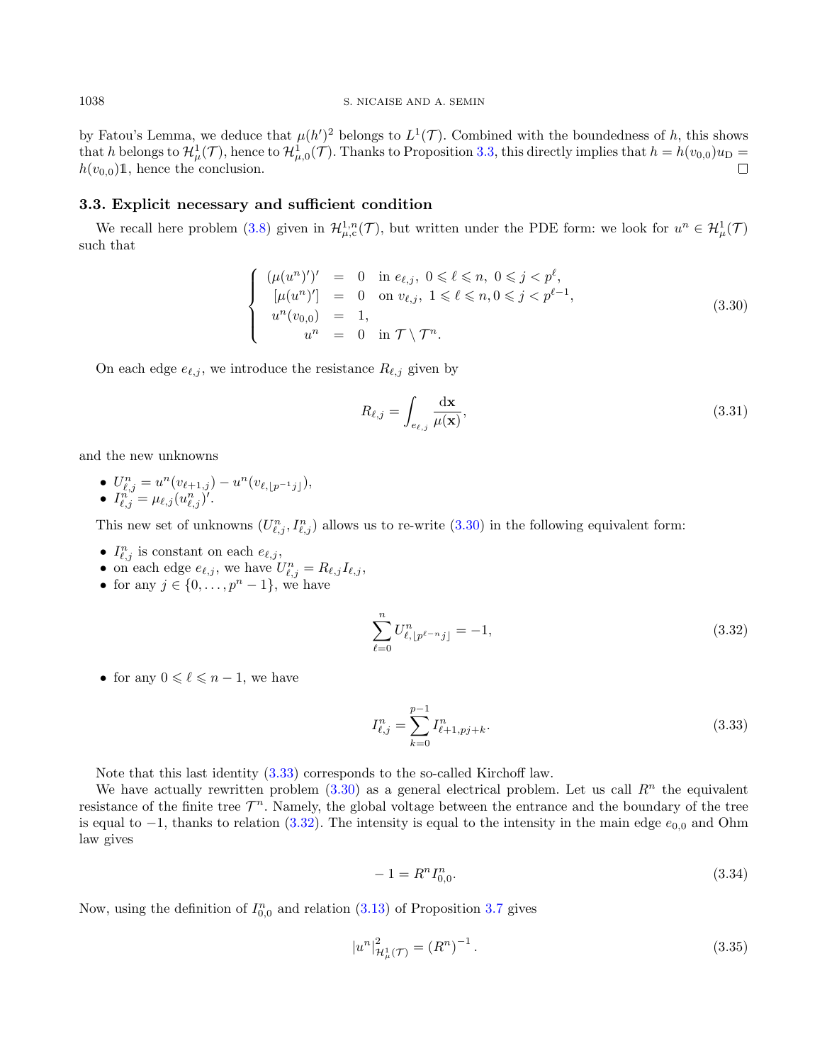by Fatou's Lemma, we deduce that $\mu(h')^2$ belongs to $L^1(\mathcal{T})$. Combined with the boundedness of $h$, this shows that $h$ belongs to $\mathcal{H}^1_\mu(\mathcal{T})$, hence to $\mathcal{H}^1_{\mu,0}(\mathcal{T})$. Thanks to Proposition 3.3, this directly implies that $h = h(v_{0,0})u_{\mathrm{D}} = h(v_{0,0})\mathbb{1}$, hence the conclusion. □

### 3.3. Explicit necessary and sufficient condition

We recall here problem (3.8) given in $\mathcal{H}^{1,n}_{\mu,c}(\mathcal{T})$, but written under the PDE form: we look for $u^n \in \mathcal{H}^1_\mu(\mathcal{T})$ such that

$$
\left\{
\begin{array}{rcl}
(\mu(u^n)')' & = & 0 \quad \text{in } e_{\ell,j},\ 0 \leqslant \ell \leqslant n,\ 0 \leqslant j < p^\ell, \\
[\mu(u^n)'] & = & 0 \quad \text{on } v_{\ell,j},\ 1 \leqslant \ell \leqslant n, 0 \leqslant j < p^{\ell-1}, \\
u^n(v_{0,0}) & = & 1, \\
u^n & = & 0 \quad \text{in } \mathcal{T} \setminus \mathcal{T}^n.
\end{array}
\right.
\tag{3.30}
$$

On each edge $e_{\ell,j}$, we introduce the resistance $R_{\ell,j}$ given by

$$
R_{\ell,j} = \int_{e_{\ell,j}} \frac{\mathrm{d}\mathbf{x}}{\mu(\mathbf{x})},
\tag{3.31}
$$

and the new unknowns

- $U^n_{\ell,j} = u^n(v_{\ell+1,j}) - u^n(v_{\ell,\lfloor p^{-1}j \rfloor})$,
- $I^n_{\ell,j} = \mu_{\ell,j}(u^n_{\ell,j})'$.

This new set of unknowns $(U^n_{\ell,j}, I^n_{\ell,j})$ allows us to re-write (3.30) in the following equivalent form:

- $I^n_{\ell,j}$ is constant on each $e_{\ell,j}$,
- on each edge $e_{\ell,j}$, we have $U^n_{\ell,j} = R_{\ell,j} I_{\ell,j}$,
- for any $j \in \{0, \ldots, p^n - 1\}$, we have

$$
\sum_{\ell=0}^{n} U^n_{\ell,\lfloor p^{\ell-n} j \rfloor} = -1,
\tag{3.32}
$$

- for any $0 \leqslant \ell \leqslant n-1$, we have

$$
I^n_{\ell,j} = \sum_{k=0}^{p-1} I^n_{\ell+1,pj+k}.
\tag{3.33}
$$

Note that this last identity (3.33) corresponds to the so-called Kirchoff law.

We have actually rewritten problem (3.30) as a general electrical problem. Let us call $R^n$ the equivalent resistance of the finite tree $\mathcal{T}^n$. Namely, the global voltage between the entrance and the boundary of the tree is equal to $-1$, thanks to relation (3.32). The intensity is equal to the intensity in the main edge $e_{0,0}$ and Ohm law gives

$$
-1 = R^n I^n_{0,0}.
\tag{3.34}
$$

Now, using the definition of $I^n_{0,0}$ and relation (3.13) of Proposition 3.7 gives

$$
|u^n|^2_{\mathcal{H}^1_\mu(\mathcal{T})} = \left(R^n\right)^{-1}.
\tag{3.35}
$$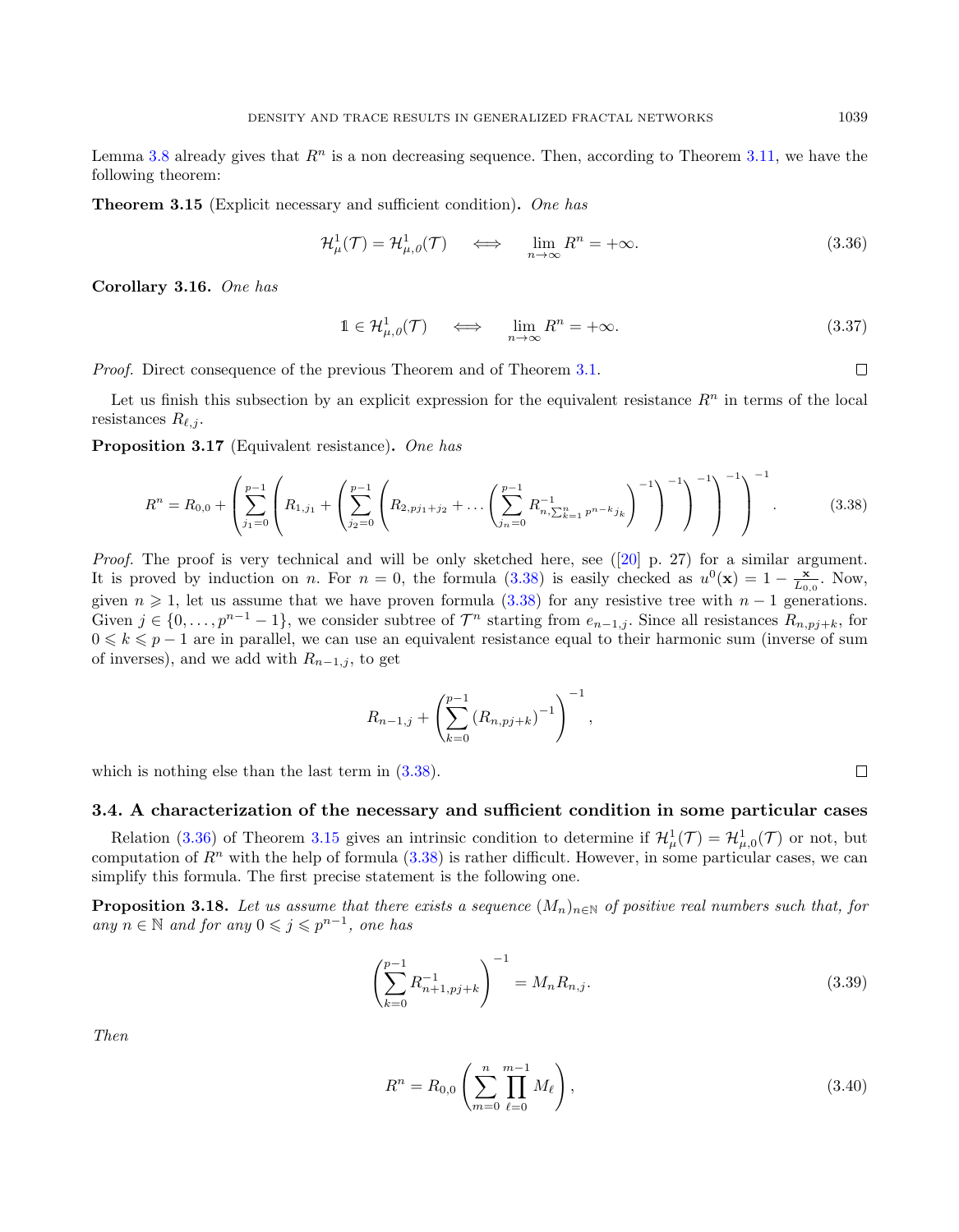Lemma 3.8 already gives that $R^n$ is a non decreasing sequence. Then, according to Theorem 3.11, we have the following theorem:

**Theorem 3.15** (Explicit necessary and sufficient condition)**.** *One has*

$$\mathcal{H}^1_\mu(\mathcal{T}) = \mathcal{H}^1_{\mu,0}(\mathcal{T}) \quad \Longleftrightarrow \quad \lim_{n\to\infty} R^n = +\infty. \tag{3.36}$$

**Corollary 3.16.** *One has*

$$\mathbb{1} \in \mathcal{H}^1_{\mu,0}(\mathcal{T}) \quad \Longleftrightarrow \quad \lim_{n\to\infty} R^n = +\infty. \tag{3.37}$$

*Proof.* Direct consequence of the previous Theorem and of Theorem 3.1. $\square$

Let us finish this subsection by an explicit expression for the equivalent resistance $R^n$ in terms of the local resistances $R_{\ell,j}$.

**Proposition 3.17** (Equivalent resistance)**.** *One has*

$$R^n = R_{0,0} + \left(\sum_{j_1=0}^{p-1}\left(R_{1,j_1} + \left(\sum_{j_2=0}^{p-1}\left(R_{2,pj_1+j_2} + \dots\left(\sum_{j_n=0}^{p-1} R^{-1}_{n,\sum_{k=1}^n p^{n-k}j_k}\right)^{-1}\right)^{-1}\right)^{-1}\right)^{-1}\right)^{-1}. \tag{3.38}$$

*Proof.* The proof is very technical and will be only sketched here, see ([20] p. 27) for a similar argument. It is proved by induction on $n$. For $n = 0$, the formula (3.38) is easily checked as $u^0(\mathbf{x}) = 1 - \frac{\mathbf{x}}{L_{0,0}}$. Now, given $n \geqslant 1$, let us assume that we have proven formula (3.38) for any resistive tree with $n-1$ generations. Given $j \in \{0, \dots, p^{n-1}-1\}$, we consider subtree of $\mathcal{T}^n$ starting from $e_{n-1,j}$. Since all resistances $R_{n,pj+k}$, for $0 \leqslant k \leqslant p-1$ are in parallel, we can use an equivalent resistance equal to their harmonic sum (inverse of sum of inverses), and we add with $R_{n-1,j}$, to get

$$R_{n-1,j} + \left(\sum_{k=0}^{p-1} (R_{n,pj+k})^{-1}\right)^{-1},$$

which is nothing else than the last term in (3.38). $\square$

### 3.4. A characterization of the necessary and sufficient condition in some particular cases

Relation (3.36) of Theorem 3.15 gives an intrinsic condition to determine if $\mathcal{H}^1_\mu(\mathcal{T}) = \mathcal{H}^1_{\mu,0}(\mathcal{T})$ or not, but computation of $R^n$ with the help of formula (3.38) is rather difficult. However, in some particular cases, we can simplify this formula. The first precise statement is the following one.

**Proposition 3.18.** *Let us assume that there exists a sequence $(M_n)_{n\in\mathbb{N}}$ of positive real numbers such that, for any $n \in \mathbb{N}$ and for any $0 \leqslant j \leqslant p^{n-1}$, one has*

$$\left(\sum_{k=0}^{p-1} R^{-1}_{n+1,pj+k}\right)^{-1} = M_n R_{n,j}. \tag{3.39}$$

*Then*

$$R^n = R_{0,0}\left(\sum_{m=0}^{n}\prod_{\ell=0}^{m-1} M_\ell\right), \tag{3.40}$$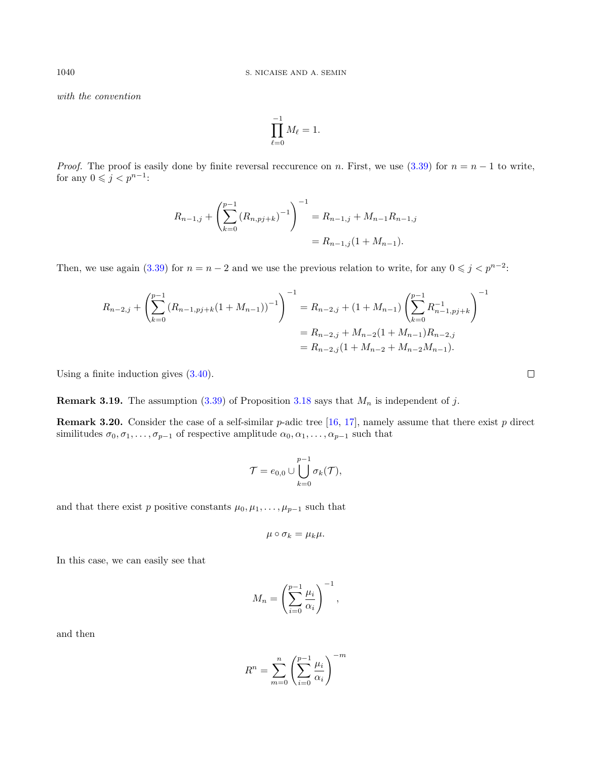*with the convention*

$$\prod_{\ell=0}^{-1} M_\ell = 1.$$

*Proof.* The proof is easily done by finite reversal reccurence on $n$. First, we use (3.39) for $n = n-1$ to write, for any $0 \leqslant j < p^{n-1}$:

$$\begin{aligned} R_{n-1,j} + \left( \sum_{k=0}^{p-1} (R_{n,pj+k})^{-1} \right)^{-1} &= R_{n-1,j} + M_{n-1} R_{n-1,j} \\ &= R_{n-1,j}(1 + M_{n-1}). \end{aligned}$$

Then, we use again (3.39) for $n = n-2$ and we use the previous relation to write, for any $0 \leqslant j < p^{n-2}$:

$$\begin{aligned} R_{n-2,j} + \left( \sum_{k=0}^{p-1} (R_{n-1,pj+k}(1 + M_{n-1}))^{-1} \right)^{-1} &= R_{n-2,j} + (1 + M_{n-1}) \left( \sum_{k=0}^{p-1} R_{n-1,pj+k}^{-1} \right)^{-1} \\ &= R_{n-2,j} + M_{n-2}(1 + M_{n-1}) R_{n-2,j} \\ &= R_{n-2,j}(1 + M_{n-2} + M_{n-2} M_{n-1}). \end{aligned}$$

Using a finite induction gives (3.40). ∎

**Remark 3.19.** The assumption (3.39) of Proposition 3.18 says that $M_n$ is independent of $j$.

**Remark 3.20.** Consider the case of a self-similar $p$-adic tree [16, 17], namely assume that there exist $p$ direct similitudes $\sigma_0, \sigma_1, \dots, \sigma_{p-1}$ of respective amplitude $\alpha_0, \alpha_1, \dots, \alpha_{p-1}$ such that

$$\mathcal{T} = e_{0,0} \cup \bigcup_{k=0}^{p-1} \sigma_k(\mathcal{T}),$$

and that there exist $p$ positive constants $\mu_0, \mu_1, \dots, \mu_{p-1}$ such that

$$\mu \circ \sigma_k = \mu_k \mu.$$

In this case, we can easily see that

$$M_n = \left( \sum_{i=0}^{p-1} \frac{\mu_i}{\alpha_i} \right)^{-1},$$

and then

$$R^n = \sum_{m=0}^{n} \left( \sum_{i=0}^{p-1} \frac{\mu_i}{\alpha_i} \right)^{-m}$$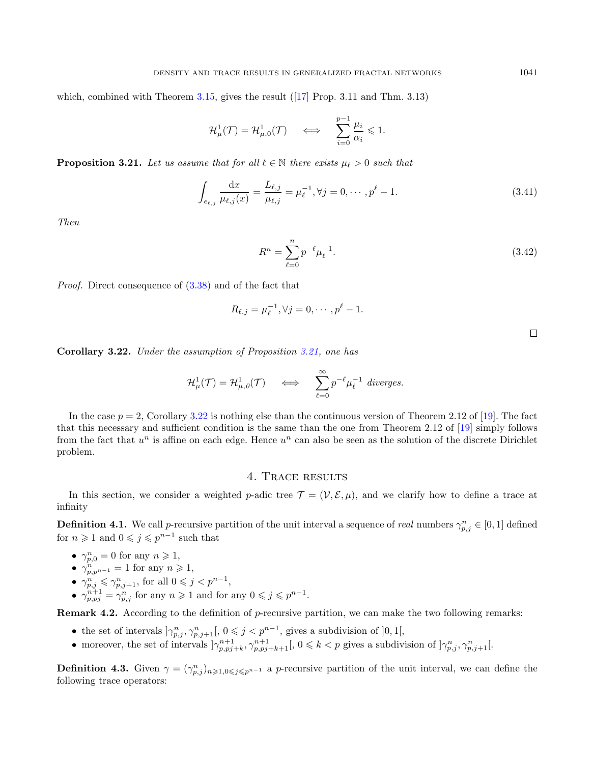which, combined with Theorem 3.15, gives the result ([17] Prop. 3.11 and Thm. 3.13)

$$\mathcal{H}^1_\mu(\mathcal{T}) = \mathcal{H}^1_{\mu,0}(\mathcal{T}) \quad \iff \quad \sum_{i=0}^{p-1} \frac{\mu_i}{\alpha_i} \leqslant 1.$$

**Proposition 3.21.** *Let us assume that for all $\ell \in \mathbb{N}$ there exists $\mu_\ell > 0$ such that*

$$\int_{e_{\ell,j}} \frac{\mathrm{d}x}{\mu_{\ell,j}(x)} = \frac{L_{\ell,j}}{\mu_{\ell,j}} = \mu_\ell^{-1}, \forall j = 0, \cdots, p^\ell - 1. \tag{3.41}$$

*Then*

$$R^n = \sum_{\ell=0}^{n} p^{-\ell} \mu_\ell^{-1}. \tag{3.42}$$

*Proof.* Direct consequence of (3.38) and of the fact that

$$R_{\ell,j} = \mu_\ell^{-1}, \forall j = 0, \cdots, p^\ell - 1.$$

□

**Corollary 3.22.** *Under the assumption of Proposition 3.21, one has*

$$\mathcal{H}^1_\mu(\mathcal{T}) = \mathcal{H}^1_{\mu,0}(\mathcal{T}) \quad \iff \quad \sum_{\ell=0}^{\infty} p^{-\ell} \mu_\ell^{-1} \text{ diverges.}$$

In the case $p = 2$, Corollary 3.22 is nothing else than the continuous version of Theorem 2.12 of [19]. The fact that this necessary and sufficient condition is the same than the one from Theorem 2.12 of [19] simply follows from the fact that $u^n$ is affine on each edge. Hence $u^n$ can also be seen as the solution of the discrete Dirichlet problem.

## 4. Trace results

In this section, we consider a weighted $p$-adic tree $\mathcal{T} = (\mathcal{V}, \mathcal{E}, \mu)$, and we clarify how to define a trace at infinity

**Definition 4.1.** We call $p$-recursive partition of the unit interval a sequence of *real* numbers $\gamma^n_{p,j} \in [0, 1]$ defined for $n \geqslant 1$ and $0 \leqslant j \leqslant p^{n-1}$ such that

- $\gamma^n_{p,0} = 0$ for any $n \geqslant 1$,
- $\gamma^n_{p,p^{n-1}} = 1$ for any $n \geqslant 1$,
- $\gamma^n_{p,j} \leqslant \gamma^n_{p,j+1}$, for all $0 \leqslant j < p^{n-1}$,
- $\gamma^{n+1}_{p,pj} = \gamma^n_{p,j}$ for any $n \geqslant 1$ and for any $0 \leqslant j \leqslant p^{n-1}$.

**Remark 4.2.** According to the definition of $p$-recursive partition, we can make the two following remarks:

- the set of intervals $]\gamma^n_{p,j}, \gamma^n_{p,j+1}[$, $0 \leqslant j < p^{n-1}$, gives a subdivision of $]0, 1[$,
- moreover, the set of intervals $]\gamma^{n+1}_{p,pj+k}, \gamma^{n+1}_{p,pj+k+1}[$, $0 \leqslant k < p$ gives a subdivision of $]\gamma^n_{p,j}, \gamma^n_{p,j+1}[$.

**Definition 4.3.** Given $\gamma = (\gamma^n_{p,j})_{n\geqslant 1, 0\leqslant j\leqslant p^{n-1}}$ a $p$-recursive partition of the unit interval, we can define the following trace operators: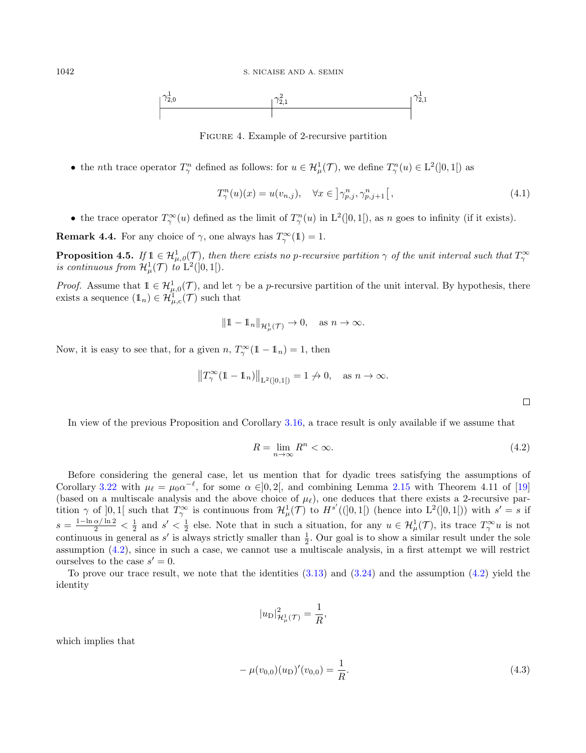$\gamma_{2,0}^1$ $\gamma_{2,1}^2$ $\gamma_{2,1}^1$

FIGURE 4. Example of 2-recursive partition

- the $n$th trace operator $T_\gamma^n$ defined as follows: for $u \in \mathcal{H}_\mu^1(\mathcal{T})$, we define $T_\gamma^n(u) \in \mathrm{L}^2(]0,1[)$ as

$$T_\gamma^n(u)(x) = u(v_{n,j}), \quad \forall x \in \left]\gamma_{p,j}^n, \gamma_{p,j+1}^n\right[, \tag{4.1}$$

- the trace operator $T_\gamma^\infty(u)$ defined as the limit of $T_\gamma^n(u)$ in $\mathrm{L}^2(]0,1[)$, as $n$ goes to infinity (if it exists).

**Remark 4.4.** For any choice of $\gamma$, one always has $T_\gamma^\infty(\mathbb{1}) = 1$.

**Proposition 4.5.** *If $\mathbb{1} \in \mathcal{H}_{\mu,0}^1(\mathcal{T})$, then there exists no $p$-recursive partition $\gamma$ of the unit interval such that $T_\gamma^\infty$ is continuous from $\mathcal{H}_\mu^1(\mathcal{T})$ to $\mathrm{L}^2(]0,1[)$.*

*Proof.* Assume that $\mathbb{1} \in \mathcal{H}_{\mu,0}^1(\mathcal{T})$, and let $\gamma$ be a $p$-recursive partition of the unit interval. By hypothesis, there exists a sequence $(\mathbb{1}_n) \in \mathcal{H}_{\mu,c}^1(\mathcal{T})$ such that

$$\|\mathbb{1} - \mathbb{1}_n\|_{\mathcal{H}_\mu^1(\mathcal{T})} \to 0, \quad \text{as } n \to \infty.$$

Now, it is easy to see that, for a given $n$, $T_\gamma^\infty(\mathbb{1} - \mathbb{1}_n) = 1$, then

$$\left\|T_\gamma^\infty(\mathbb{1} - \mathbb{1}_n)\right\|_{\mathrm{L}^2(]0,1[)} = 1 \not\to 0, \quad \text{as } n \to \infty.$$

$\square$

In view of the previous Proposition and Corollary 3.16, a trace result is only available if we assume that

$$R = \lim_{n\to\infty} R^n < \infty. \tag{4.2}$$

Before considering the general case, let us mention that for dyadic trees satisfying the assumptions of Corollary 3.22 with $\mu_\ell = \mu_0 \alpha^{-\ell}$, for some $\alpha \in ]0,2[$, and combining Lemma 2.15 with Theorem 4.11 of [19] (based on a multiscale analysis and the above choice of $\mu_\ell$), one deduces that there exists a 2-recursive partition $\gamma$ of $]0,1[$ such that $T_\gamma^\infty$ is continuous from $\mathcal{H}_\mu^1(\mathcal{T})$ to $H^{s'}(]0,1[)$ (hence into $\mathrm{L}^2(]0,1[)$) with $s' = s$ if $s = \frac{1 - \ln\alpha/\ln 2}{2} < \frac{1}{2}$ and $s' < \frac{1}{2}$ else. Note that in such a situation, for any $u \in \mathcal{H}_\mu^1(\mathcal{T})$, its trace $T_\gamma^\infty u$ is not continuous in general as $s'$ is always strictly smaller than $\frac{1}{2}$. Our goal is to show a similar result under the sole assumption (4.2), since in such a case, we cannot use a multiscale analysis, in a first attempt we will restrict ourselves to the case $s' = 0$.

To prove our trace result, we note that the identities (3.13) and (3.24) and the assumption (4.2) yield the identity

$$|u_{\mathrm{D}}|_{\mathcal{H}_\mu^1(\mathcal{T})}^2 = \frac{1}{R},$$

which implies that

$$-\mu(v_{0,0})(u_{\mathrm{D}})'(v_{0,0}) = \frac{1}{R}. \tag{4.3}$$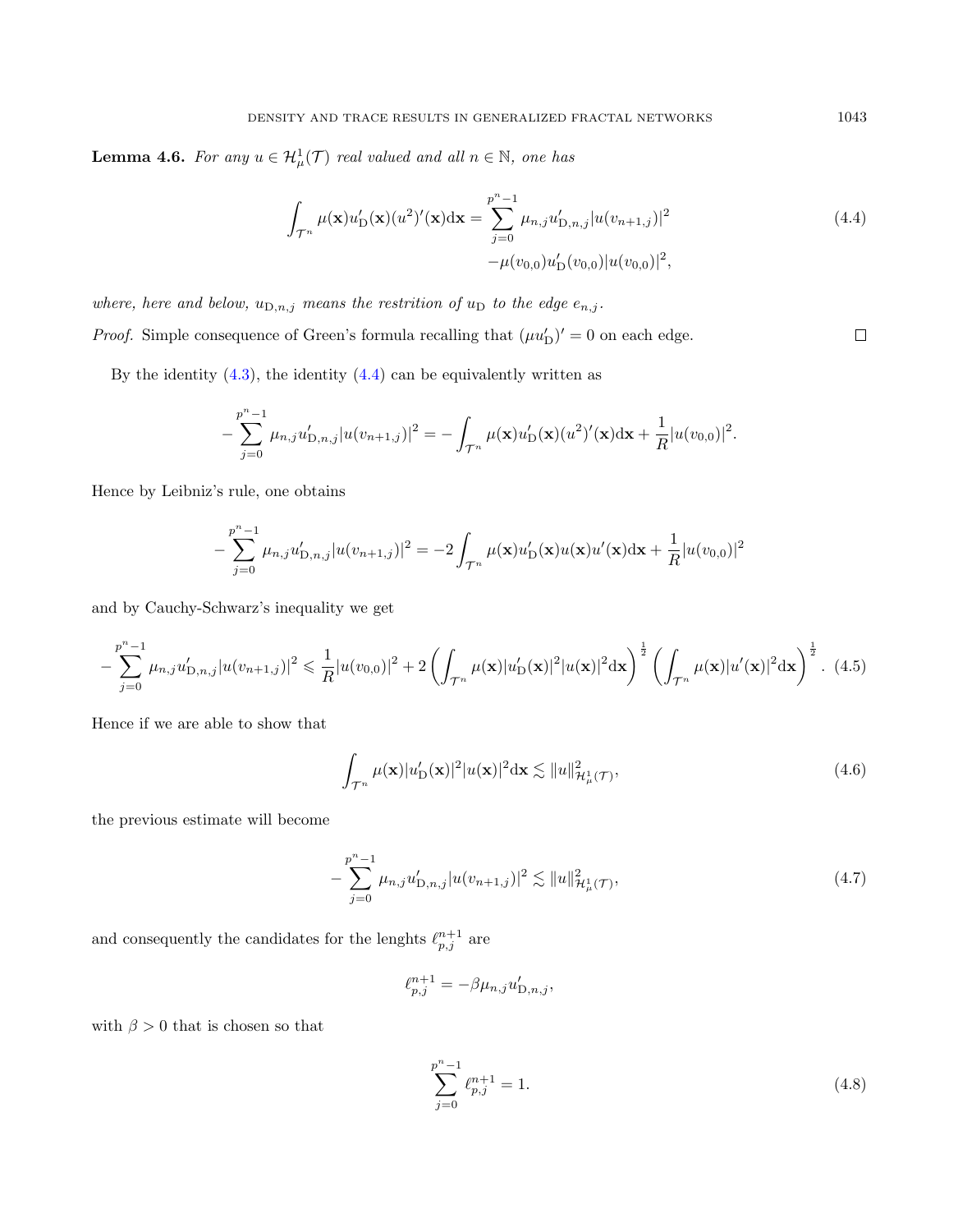**Lemma 4.6.** *For any $u \in \mathcal{H}^1_\mu(\mathcal{T})$ real valued and all $n \in \mathbb{N}$, one has*

$$\int_{\mathcal{T}^n} \mu(\mathbf{x}) u_{\mathrm{D}}'(\mathbf{x}) (u^2)'(\mathbf{x}) \mathrm{d}\mathbf{x} = \sum_{j=0}^{p^n-1} \mu_{n,j} u'_{\mathrm{D},n,j} |u(v_{n+1,j})|^2 - \mu(v_{0,0}) u_{\mathrm{D}}'(v_{0,0}) |u(v_{0,0})|^2, \tag{4.4}$$

*where, here and below, $u_{\mathrm{D},n,j}$ means the restrition of $u_{\mathrm{D}}$ to the edge $e_{n,j}$.*

*Proof.* Simple consequence of Green's formula recalling that $(\mu u_{\mathrm{D}}')' = 0$ on each edge. □

By the identity (4.3), the identity (4.4) can be equivalently written as

$$-\sum_{j=0}^{p^n-1} \mu_{n,j} u'_{\mathrm{D},n,j} |u(v_{n+1,j})|^2 = -\int_{\mathcal{T}^n} \mu(\mathbf{x}) u_{\mathrm{D}}'(\mathbf{x}) (u^2)'(\mathbf{x}) \mathrm{d}\mathbf{x} + \frac{1}{R} |u(v_{0,0})|^2.$$

Hence by Leibniz's rule, one obtains

$$-\sum_{j=0}^{p^n-1} \mu_{n,j} u'_{\mathrm{D},n,j} |u(v_{n+1,j})|^2 = -2 \int_{\mathcal{T}^n} \mu(\mathbf{x}) u_{\mathrm{D}}'(\mathbf{x}) u(\mathbf{x}) u'(\mathbf{x}) \mathrm{d}\mathbf{x} + \frac{1}{R} |u(v_{0,0})|^2$$

and by Cauchy-Schwarz's inequality we get

$$-\sum_{j=0}^{p^n-1} \mu_{n,j} u'_{\mathrm{D},n,j} |u(v_{n+1,j})|^2 \leqslant \frac{1}{R} |u(v_{0,0})|^2 + 2 \left( \int_{\mathcal{T}^n} \mu(\mathbf{x}) |u_{\mathrm{D}}'(\mathbf{x})|^2 |u(\mathbf{x})|^2 \mathrm{d}\mathbf{x} \right)^{\frac{1}{2}} \left( \int_{\mathcal{T}^n} \mu(\mathbf{x}) |u'(\mathbf{x})|^2 \mathrm{d}\mathbf{x} \right)^{\frac{1}{2}}. \tag{4.5}$$

Hence if we are able to show that

$$\int_{\mathcal{T}^n} \mu(\mathbf{x}) |u_{\mathrm{D}}'(\mathbf{x})|^2 |u(\mathbf{x})|^2 \mathrm{d}\mathbf{x} \lesssim \|u\|^2_{\mathcal{H}^1_\mu(\mathcal{T})}, \tag{4.6}$$

the previous estimate will become

$$-\sum_{j=0}^{p^n-1} \mu_{n,j} u'_{\mathrm{D},n,j} |u(v_{n+1,j})|^2 \lesssim \|u\|^2_{\mathcal{H}^1_\mu(\mathcal{T})}, \tag{4.7}$$

and consequently the candidates for the lenghts $\ell^{n+1}_{p,j}$ are

$$\ell^{n+1}_{p,j} = -\beta \mu_{n,j} u'_{\mathrm{D},n,j},$$

with $\beta > 0$ that is chosen so that

$$\sum_{j=0}^{p^n-1} \ell^{n+1}_{p,j} = 1. \tag{4.8}$$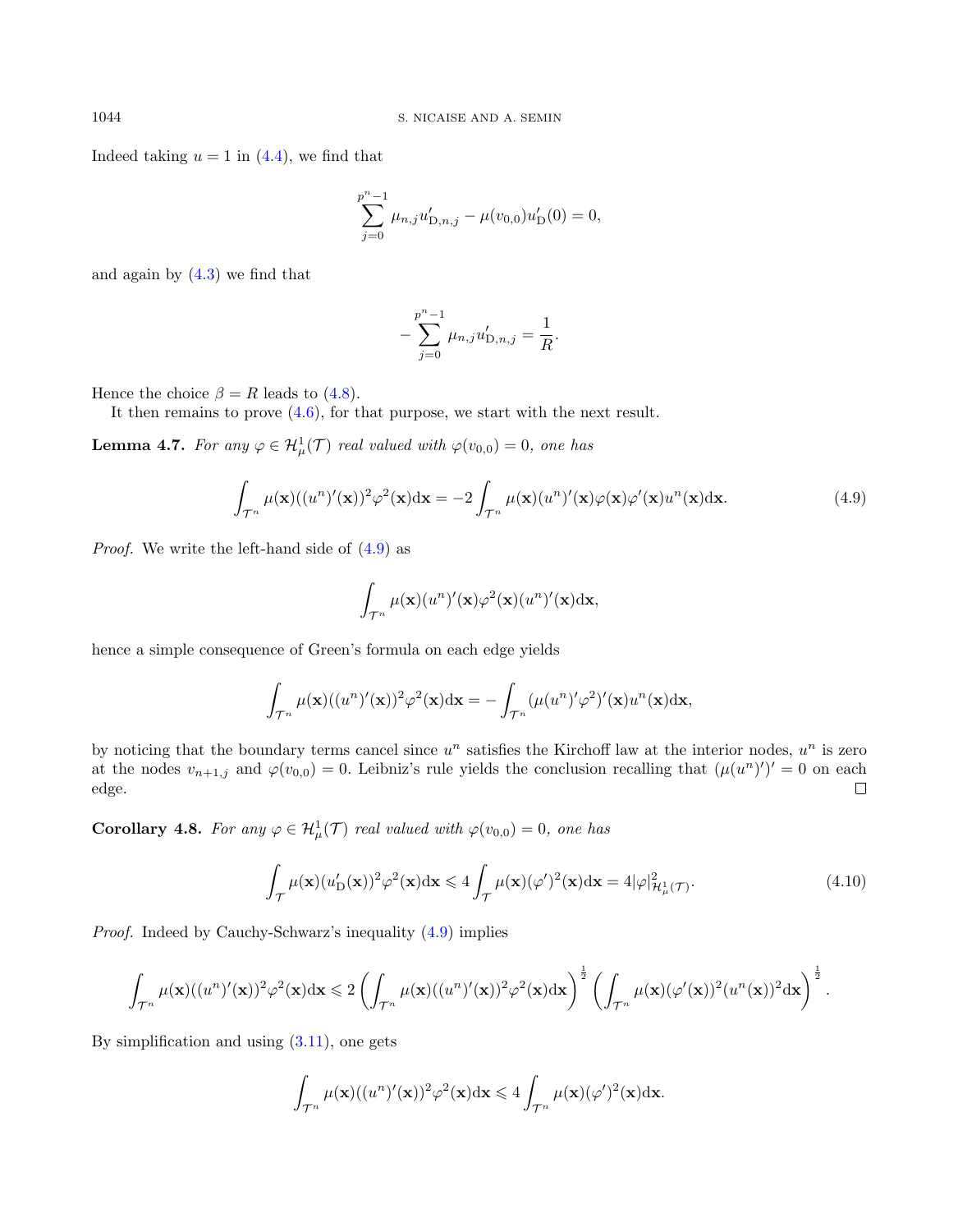Indeed taking $u = 1$ in (4.4), we find that

$$\sum_{j=0}^{p^n-1} \mu_{n,j} u'_{\mathrm{D},n,j} - \mu(v_{0,0}) u'_{\mathrm{D}}(0) = 0,$$

and again by (4.3) we find that

$$-\sum_{j=0}^{p^n-1} \mu_{n,j} u'_{\mathrm{D},n,j} = \frac{1}{R}.$$

Hence the choice $\beta = R$ leads to (4.8).

It then remains to prove (4.6), for that purpose, we start with the next result.

**Lemma 4.7.** *For any $\varphi \in \mathcal{H}^1_\mu(\mathcal{T})$ real valued with $\varphi(v_{0,0}) = 0$, one has*

$$\int_{\mathcal{T}^n} \mu(\mathbf{x})((u^n)'(\mathbf{x}))^2 \varphi^2(\mathbf{x}) \mathrm{d}\mathbf{x} = -2 \int_{\mathcal{T}^n} \mu(\mathbf{x})(u^n)'(\mathbf{x}) \varphi(\mathbf{x}) \varphi'(\mathbf{x}) u^n(\mathbf{x}) \mathrm{d}\mathbf{x}. \tag{4.9}$$

*Proof.* We write the left-hand side of (4.9) as

$$\int_{\mathcal{T}^n} \mu(\mathbf{x})(u^n)'(\mathbf{x}) \varphi^2(\mathbf{x}) (u^n)'(\mathbf{x}) \mathrm{d}\mathbf{x},$$

hence a simple consequence of Green's formula on each edge yields

$$\int_{\mathcal{T}^n} \mu(\mathbf{x})((u^n)'(\mathbf{x}))^2 \varphi^2(\mathbf{x}) \mathrm{d}\mathbf{x} = -\int_{\mathcal{T}^n} (\mu (u^n)' \varphi^2)'(\mathbf{x}) u^n(\mathbf{x}) \mathrm{d}\mathbf{x},$$

by noticing that the boundary terms cancel since $u^n$ satisfies the Kirchoff law at the interior nodes, $u^n$ is zero at the nodes $v_{n+1,j}$ and $\varphi(v_{0,0}) = 0$. Leibniz's rule yields the conclusion recalling that $(\mu(u^n)')' = 0$ on each edge. □

**Corollary 4.8.** *For any $\varphi \in \mathcal{H}^1_\mu(\mathcal{T})$ real valued with $\varphi(v_{0,0}) = 0$, one has*

$$\int_{\mathcal{T}} \mu(\mathbf{x})(u'_{\mathrm{D}}(\mathbf{x}))^2 \varphi^2(\mathbf{x}) \mathrm{d}\mathbf{x} \leqslant 4 \int_{\mathcal{T}} \mu(\mathbf{x})(\varphi')^2(\mathbf{x}) \mathrm{d}\mathbf{x} = 4 |\varphi|^2_{\mathcal{H}^1_\mu(\mathcal{T})}. \tag{4.10}$$

*Proof.* Indeed by Cauchy-Schwarz's inequality (4.9) implies

$$\int_{\mathcal{T}^n} \mu(\mathbf{x})((u^n)'(\mathbf{x}))^2 \varphi^2(\mathbf{x}) \mathrm{d}\mathbf{x} \leqslant 2 \left( \int_{\mathcal{T}^n} \mu(\mathbf{x})((u^n)'(\mathbf{x}))^2 \varphi^2(\mathbf{x}) \mathrm{d}\mathbf{x} \right)^{\frac{1}{2}} \left( \int_{\mathcal{T}^n} \mu(\mathbf{x})(\varphi'(\mathbf{x}))^2 (u^n(\mathbf{x}))^2 \mathrm{d}\mathbf{x} \right)^{\frac{1}{2}}.$$

By simplification and using (3.11), one gets

$$\int_{\mathcal{T}^n} \mu(\mathbf{x})((u^n)'(\mathbf{x}))^2 \varphi^2(\mathbf{x}) \mathrm{d}\mathbf{x} \leqslant 4 \int_{\mathcal{T}^n} \mu(\mathbf{x})(\varphi')^2(\mathbf{x}) \mathrm{d}\mathbf{x}.$$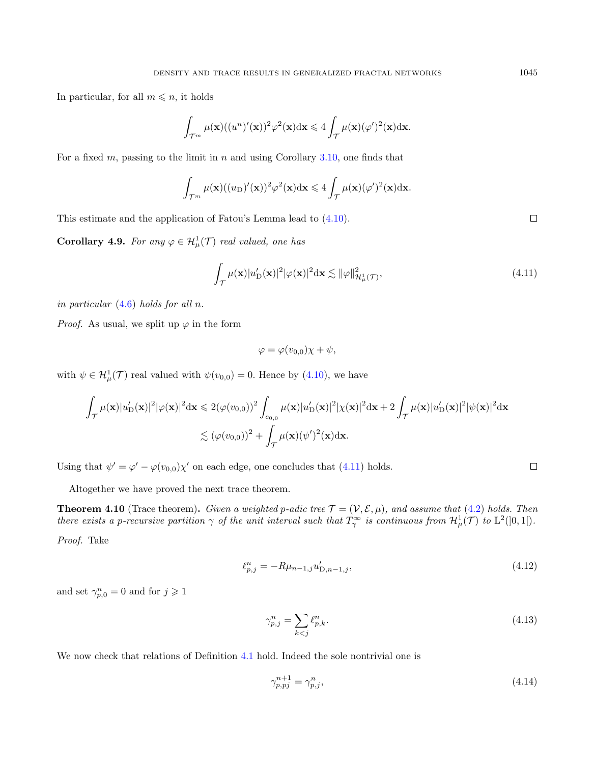In particular, for all $m \leqslant n$, it holds

$$\int_{\mathcal{T}^m} \mu(\mathbf{x})((u^n)'(\mathbf{x}))^2 \varphi^2(\mathbf{x}) \mathrm{d}\mathbf{x} \leqslant 4 \int_{\mathcal{T}} \mu(\mathbf{x})(\varphi')^2(\mathbf{x}) \mathrm{d}\mathbf{x}.$$

For a fixed $m$, passing to the limit in $n$ and using Corollary 3.10, one finds that

$$\int_{\mathcal{T}^m} \mu(\mathbf{x})((u_{\mathrm{D}})'(\mathbf{x}))^2 \varphi^2(\mathbf{x}) \mathrm{d}\mathbf{x} \leqslant 4 \int_{\mathcal{T}} \mu(\mathbf{x})(\varphi')^2(\mathbf{x}) \mathrm{d}\mathbf{x}.$$

This estimate and the application of Fatou's Lemma lead to (4.10). □

**Corollary 4.9.** *For any $\varphi \in \mathcal{H}^1_\mu(\mathcal{T})$ real valued, one has*

$$\int_{\mathcal{T}} \mu(\mathbf{x}) |u'_{\mathrm{D}}(\mathbf{x})|^2 |\varphi(\mathbf{x})|^2 \mathrm{d}\mathbf{x} \lesssim \|\varphi\|^2_{\mathcal{H}^1_\mu(\mathcal{T})}, \tag{4.11}$$

*in particular* (4.6) *holds for all $n$.*

*Proof.* As usual, we split up $\varphi$ in the form

$$\varphi = \varphi(v_{0,0})\chi + \psi,$$

with $\psi \in \mathcal{H}^1_\mu(\mathcal{T})$ real valued with $\psi(v_{0,0}) = 0$. Hence by (4.10), we have

$$\begin{aligned}
\int_{\mathcal{T}} \mu(\mathbf{x}) |u'_{\mathrm{D}}(\mathbf{x})|^2 |\varphi(\mathbf{x})|^2 \mathrm{d}\mathbf{x} &\leqslant 2(\varphi(v_{0,0}))^2 \int_{e_{0,0}} \mu(\mathbf{x}) |u'_{\mathrm{D}}(\mathbf{x})|^2 |\chi(\mathbf{x})|^2 \mathrm{d}\mathbf{x} + 2 \int_{\mathcal{T}} \mu(\mathbf{x}) |u'_{\mathrm{D}}(\mathbf{x})|^2 |\psi(\mathbf{x})|^2 \mathrm{d}\mathbf{x} \\
&\lesssim (\varphi(v_{0,0}))^2 + \int_{\mathcal{T}} \mu(\mathbf{x})(\psi')^2(\mathbf{x}) \mathrm{d}\mathbf{x}.
\end{aligned}$$

Using that $\psi' = \varphi' - \varphi(v_{0,0})\chi'$ on each edge, one concludes that (4.11) holds. □

Altogether we have proved the next trace theorem.

**Theorem 4.10** (Trace theorem)**.** *Given a weighted p-adic tree $\mathcal{T} = (\mathcal{V}, \mathcal{E}, \mu)$, and assume that* (4.2) *holds. Then there exists a p-recursive partition $\gamma$ of the unit interval such that $T^\infty_\gamma$ is continuous from $\mathcal{H}^1_\mu(\mathcal{T})$ to $\mathrm{L}^2(]0,1[)$.*

*Proof.* Take

$$\ell^n_{p,j} = -R\mu_{n-1,j} u'_{\mathrm{D},n-1,j}, \tag{4.12}$$

and set $\gamma^n_{p,0} = 0$ and for $j \geqslant 1$

$$\gamma^n_{p,j} = \sum_{k<j} \ell^n_{p,k}. \tag{4.13}$$

We now check that relations of Definition 4.1 hold. Indeed the sole nontrivial one is

$$\gamma^{n+1}_{p,pj} = \gamma^n_{p,j}, \tag{4.14}$$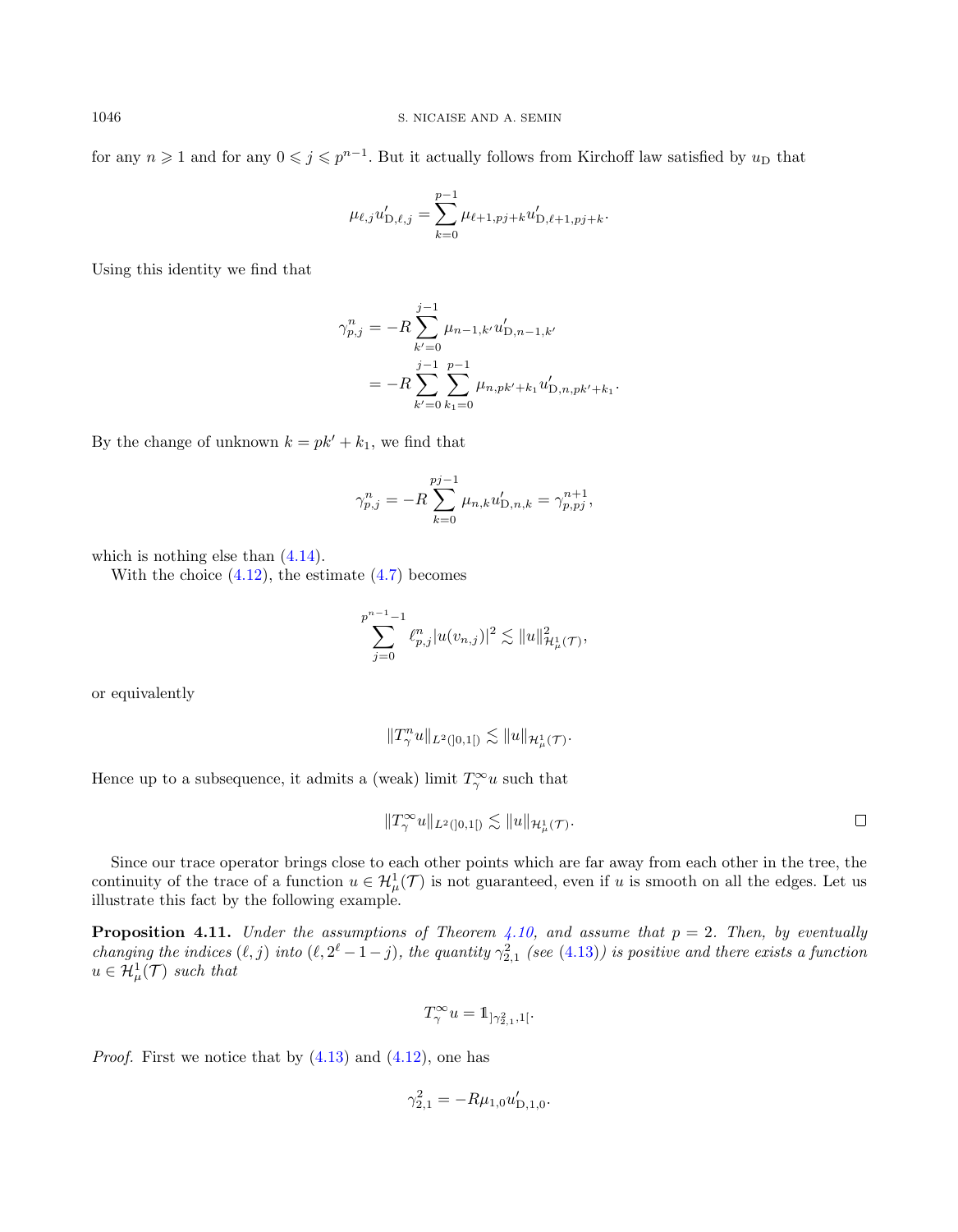for any $n \geqslant 1$ and for any $0 \leqslant j \leqslant p^{n-1}$. But it actually follows from Kirchoff law satisfied by $u_{\rm D}$ that

$$\mu_{\ell,j} u'_{{\rm D},\ell,j} = \sum_{k=0}^{p-1} \mu_{\ell+1,pj+k} u'_{{\rm D},\ell+1,pj+k}.$$

Using this identity we find that

$$\begin{aligned}
\gamma^n_{p,j} &= -R \sum_{k'=0}^{j-1} \mu_{n-1,k'} u'_{{\rm D},n-1,k'} \\
&= -R \sum_{k'=0}^{j-1} \sum_{k_1=0}^{p-1} \mu_{n,pk'+k_1} u'_{{\rm D},n,pk'+k_1}.
\end{aligned}$$

By the change of unknown $k = pk' + k_1$, we find that

$$\gamma^n_{p,j} = -R \sum_{k=0}^{pj-1} \mu_{n,k} u'_{{\rm D},n,k} = \gamma^{n+1}_{p,pj},$$

which is nothing else than (4.14).

With the choice (4.12), the estimate (4.7) becomes

$$\sum_{j=0}^{p^{n-1}-1} \ell^n_{p,j} |u(v_{n,j})|^2 \lesssim \|u\|^2_{\mathcal{H}^1_\mu(\mathcal{T})},$$

or equivalently

$$\|T^n_\gamma u\|_{L^2(]0,1[)} \lesssim \|u\|_{\mathcal{H}^1_\mu(\mathcal{T})}.$$

Hence up to a subsequence, it admits a (weak) limit $T^\infty_\gamma u$ such that

$$\|T^\infty_\gamma u\|_{L^2(]0,1[)} \lesssim \|u\|_{\mathcal{H}^1_\mu(\mathcal{T})}.$$

□

Since our trace operator brings close to each other points which are far away from each other in the tree, the continuity of the trace of a function $u \in \mathcal{H}^1_\mu(\mathcal{T})$ is not guaranteed, even if $u$ is smooth on all the edges. Let us illustrate this fact by the following example.

**Proposition 4.11.** *Under the assumptions of Theorem 4.10, and assume that $p = 2$. Then, by eventually changing the indices $(\ell, j)$ into $(\ell, 2^\ell - 1 - j)$, the quantity $\gamma^2_{2,1}$ (see (4.13)) is positive and there exists a function $u \in \mathcal{H}^1_\mu(\mathcal{T})$ such that*

$$T^\infty_\gamma u = \mathbb{1}_{]\gamma^2_{2,1},1[}.$$

*Proof.* First we notice that by (4.13) and (4.12), one has

$$\gamma^2_{2,1} = -R\mu_{1,0} u'_{{\rm D},1,0}.$$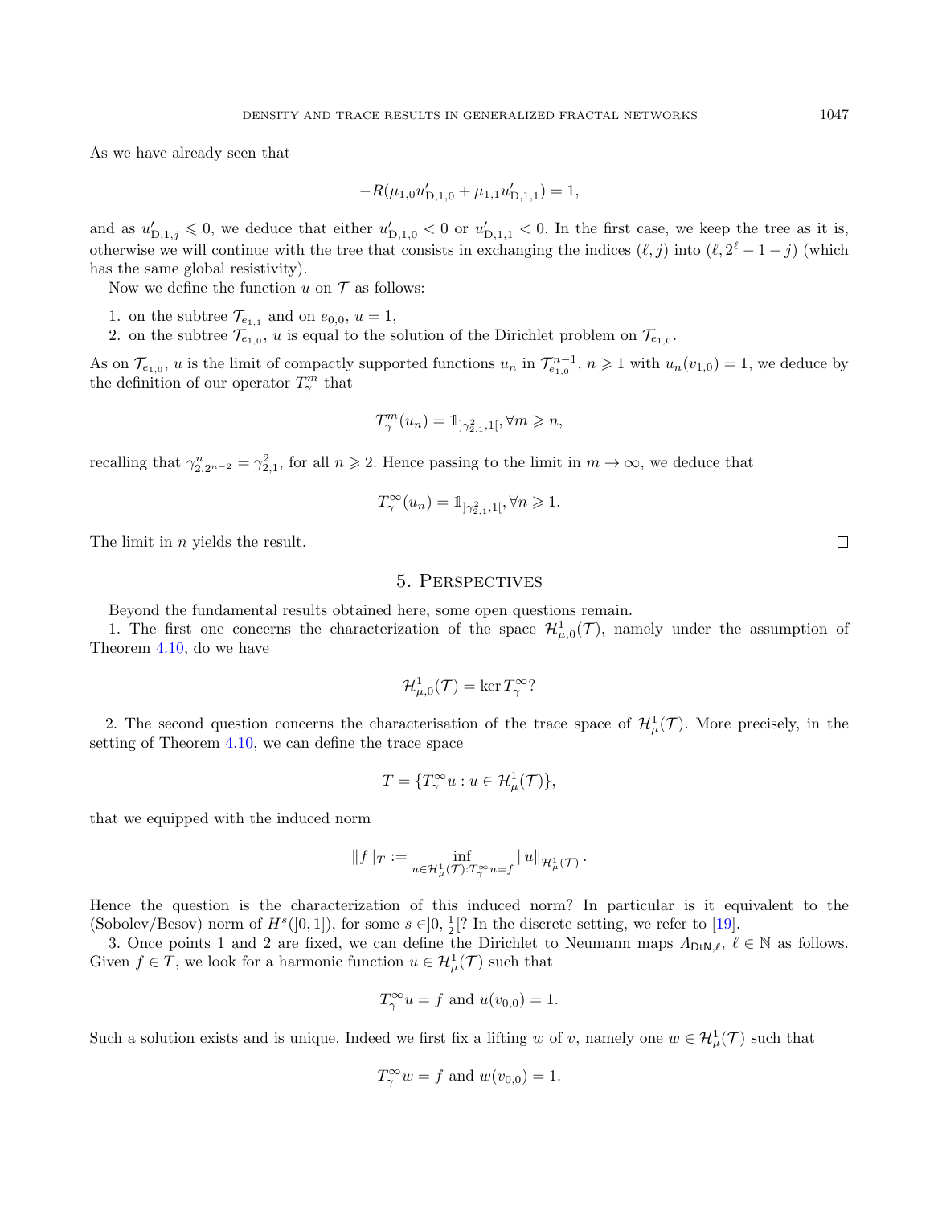As we have already seen that

$$-R(\mu_{1,0}u'_{\mathrm{D},1,0} + \mu_{1,1}u'_{\mathrm{D},1,1}) = 1,$$

and as $u'_{\mathrm{D},1,j} \leqslant 0$, we deduce that either $u'_{\mathrm{D},1,0} < 0$ or $u'_{\mathrm{D},1,1} < 0$. In the first case, we keep the tree as it is, otherwise we will continue with the tree that consists in exchanging the indices $(\ell, j)$ into $(\ell, 2^\ell - 1 - j)$ (which has the same global resistivity).

Now we define the function $u$ on $\mathcal{T}$ as follows:

1. on the subtree $\mathcal{T}_{e_{1,1}}$ and on $e_{0,0}$, $u = 1$,
2. on the subtree $\mathcal{T}_{e_{1,0}}$, $u$ is equal to the solution of the Dirichlet problem on $\mathcal{T}_{e_{1,0}}$.

As on $\mathcal{T}_{e_{1,0}}$, $u$ is the limit of compactly supported functions $u_n$ in $\mathcal{T}^{n-1}_{e_{1,0}}$, $n \geqslant 1$ with $u_n(v_{1,0}) = 1$, we deduce by the definition of our operator $T^m_\gamma$ that

$$T^m_\gamma(u_n) = 1\!\!1_{]\gamma^2_{2,1},1[}, \forall m \geqslant n,$$

recalling that $\gamma^n_{2,2^{n-2}} = \gamma^2_{2,1}$, for all $n \geqslant 2$. Hence passing to the limit in $m \to \infty$, we deduce that

$$T^\infty_\gamma(u_n) = 1\!\!1_{]\gamma^2_{2,1},1[}, \forall n \geqslant 1.$$

The limit in $n$ yields the result. $\square$

## 5. Perspectives

Beyond the fundamental results obtained here, some open questions remain.

1. The first one concerns the characterization of the space $\mathcal{H}^1_{\mu,0}(\mathcal{T})$, namely under the assumption of Theorem 4.10, do we have

$$\mathcal{H}^1_{\mu,0}(\mathcal{T}) = \ker T^\infty_\gamma?$$

2. The second question concerns the characterisation of the trace space of $\mathcal{H}^1_\mu(\mathcal{T})$. More precisely, in the setting of Theorem 4.10, we can define the trace space

$$T = \{T^\infty_\gamma u : u \in \mathcal{H}^1_\mu(\mathcal{T})\},$$

that we equipped with the induced norm

$$\|f\|_T := \inf_{u \in \mathcal{H}^1_\mu(\mathcal{T}) : T^\infty_\gamma u = f} \|u\|_{\mathcal{H}^1_\mu(\mathcal{T})}.$$

Hence the question is the characterization of this induced norm? In particular is it equivalent to the (Sobolev/Besov) norm of $H^s(]0,1])$, for some $s \in ]0, \frac{1}{2}[$? In the discrete setting, we refer to [19].

3. Once points 1 and 2 are fixed, we can define the Dirichlet to Neumann maps $\Lambda_{\mathsf{DtN},\ell}$, $\ell \in \mathbb{N}$ as follows. Given $f \in T$, we look for a harmonic function $u \in \mathcal{H}^1_\mu(\mathcal{T})$ such that

$$T^\infty_\gamma u = f \text{ and } u(v_{0,0}) = 1.$$

Such a solution exists and is unique. Indeed we first fix a lifting $w$ of $v$, namely one $w \in \mathcal{H}^1_\mu(\mathcal{T})$ such that

$$T^\infty_\gamma w = f \text{ and } w(v_{0,0}) = 1.$$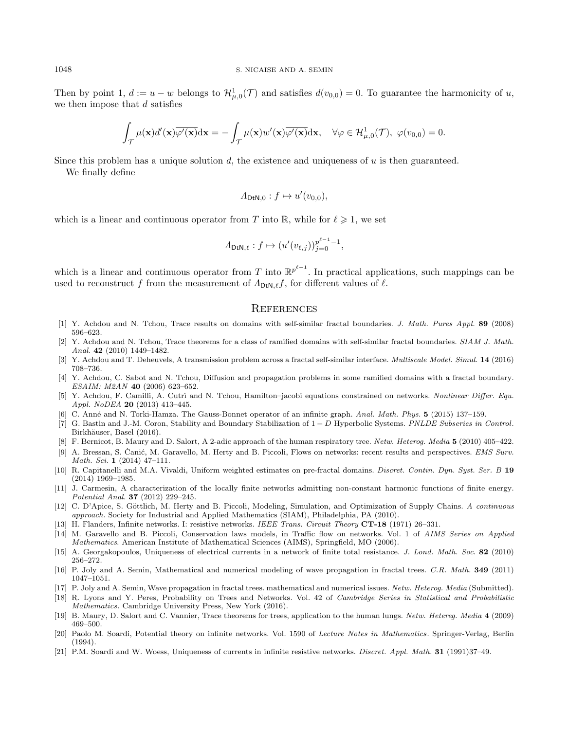Then by point 1, $d := u - w$ belongs to $\mathcal{H}^1_{\mu,0}(\mathcal{T})$ and satisfies $d(v_{0,0}) = 0$. To guarantee the harmonicity of $u$, we then impose that $d$ satisfies

$$\int_{\mathcal{T}} \mu(\mathbf{x}) d'(\mathbf{x}) \overline{\varphi'(\mathbf{x})} \mathrm{d}\mathbf{x} = - \int_{\mathcal{T}} \mu(\mathbf{x}) w'(\mathbf{x}) \overline{\varphi'(\mathbf{x})} \mathrm{d}\mathbf{x}, \quad \forall \varphi \in \mathcal{H}^1_{\mu,0}(\mathcal{T}),\ \varphi(v_{0,0}) = 0.$$

Since this problem has a unique solution $d$, the existence and uniqueness of $u$ is then guaranteed.

We finally define

$$\Lambda_{\mathsf{DtN},0} : f \mapsto u'(v_{0,0}),$$

which is a linear and continuous operator from $T$ into $\mathbb{R}$, while for $\ell \geqslant 1$, we set

$$\Lambda_{\mathsf{DtN},\ell} : f \mapsto (u'(v_{\ell,j}))_{j=0}^{p^{\ell-1}-1},$$

which is a linear and continuous operator from $T$ into $\mathbb{R}^{p^{\ell-1}}$. In practical applications, such mappings can be used to reconstruct $f$ from the measurement of $\Lambda_{\mathsf{DtN},\ell} f$, for different values of $\ell$.

## References

[1] Y. Achdou and N. Tchou, Trace results on domains with self-similar fractal boundaries. *J. Math. Pures Appl.* **89** (2008) 596–623.

[2] Y. Achdou and N. Tchou, Trace theorems for a class of ramified domains with self-similar fractal boundaries. *SIAM J. Math. Anal.* **42** (2010) 1449–1482.

[3] Y. Achdou and T. Deheuvels, A transmission problem across a fractal self-similar interface. *Multiscale Model. Simul.* **14** (2016) 708–736.

[4] Y. Achdou, C. Sabot and N. Tchou, Diffusion and propagation problems in some ramified domains with a fractal boundary. *ESAIM: M2AN* **40** (2006) 623–652.

[5] Y. Achdou, F. Camilli, A. Cutrì and N. Tchou, Hamilton–jacobi equations constrained on networks. *Nonlinear Differ. Equ. Appl. NoDEA* **20** (2013) 413–445.

[6] C. Anné and N. Torki-Hamza. The Gauss-Bonnet operator of an infinite graph. *Anal. Math. Phys.* **5** (2015) 137–159.

[7] G. Bastin and J.-M. Coron, Stability and Boundary Stabilization of $1 - D$ Hyperbolic Systems. *PNLDE Subseries in Control*. Birkhäuser, Basel (2016).

[8] F. Bernicot, B. Maury and D. Salort, A 2-adic approach of the human respiratory tree. *Netw. Heterog. Media* **5** (2010) 405–422.

[9] A. Bressan, S. Čanić, M. Garavello, M. Herty and B. Piccoli, Flows on networks: recent results and perspectives. *EMS Surv. Math. Sci.* **1** (2014) 47–111.

[10] R. Capitanelli and M.A. Vivaldi, Uniform weighted estimates on pre-fractal domains. *Discret. Contin. Dyn. Syst. Ser. B* **19** (2014) 1969–1985.

[11] J. Carmesin, A characterization of the locally finite networks admitting non-constant harmonic functions of finite energy. *Potential Anal.* **37** (2012) 229–245.

[12] C. D'Apice, S. Göttlich, M. Herty and B. Piccoli, Modeling, Simulation, and Optimization of Supply Chains. *A continuous approach.* Society for Industrial and Applied Mathematics (SIAM), Philadelphia, PA (2010).

[13] H. Flanders, Infinite networks. I: resistive networks. *IEEE Trans. Circuit Theory* **CT-18** (1971) 26–331.

[14] M. Garavello and B. Piccoli, Conservation laws models, in Traffic flow on networks. Vol. 1 of *AIMS Series on Applied Mathematics*. American Institute of Mathematical Sciences (AIMS), Springfield, MO (2006).

[15] A. Georgakopoulos, Uniqueness of electrical currents in a network of finite total resistance. *J. Lond. Math. Soc.* **82** (2010) 256–272.

[16] P. Joly and A. Semin, Mathematical and numerical modeling of wave propagation in fractal trees. *C.R. Math.* **349** (2011) 1047–1051.

[17] P. Joly and A. Semin, Wave propagation in fractal trees. mathematical and numerical issues. *Netw. Heterog. Media* (Submitted).

[18] R. Lyons and Y. Peres, Probability on Trees and Networks. Vol. 42 of *Cambridge Series in Statistical and Probabilistic Mathematics*. Cambridge University Press, New York (2016).

[19] B. Maury, D. Salort and C. Vannier, Trace theorems for trees, application to the human lungs. *Netw. Hetereg. Media* **4** (2009) 469–500.

[20] Paolo M. Soardi, Potential theory on infinite networks. Vol. 1590 of *Lecture Notes in Mathematics*. Springer-Verlag, Berlin (1994).

[21] P.M. Soardi and W. Woess, Uniqueness of currents in infinite resistive networks. *Discret. Appl. Math.* **31** (1991)37–49.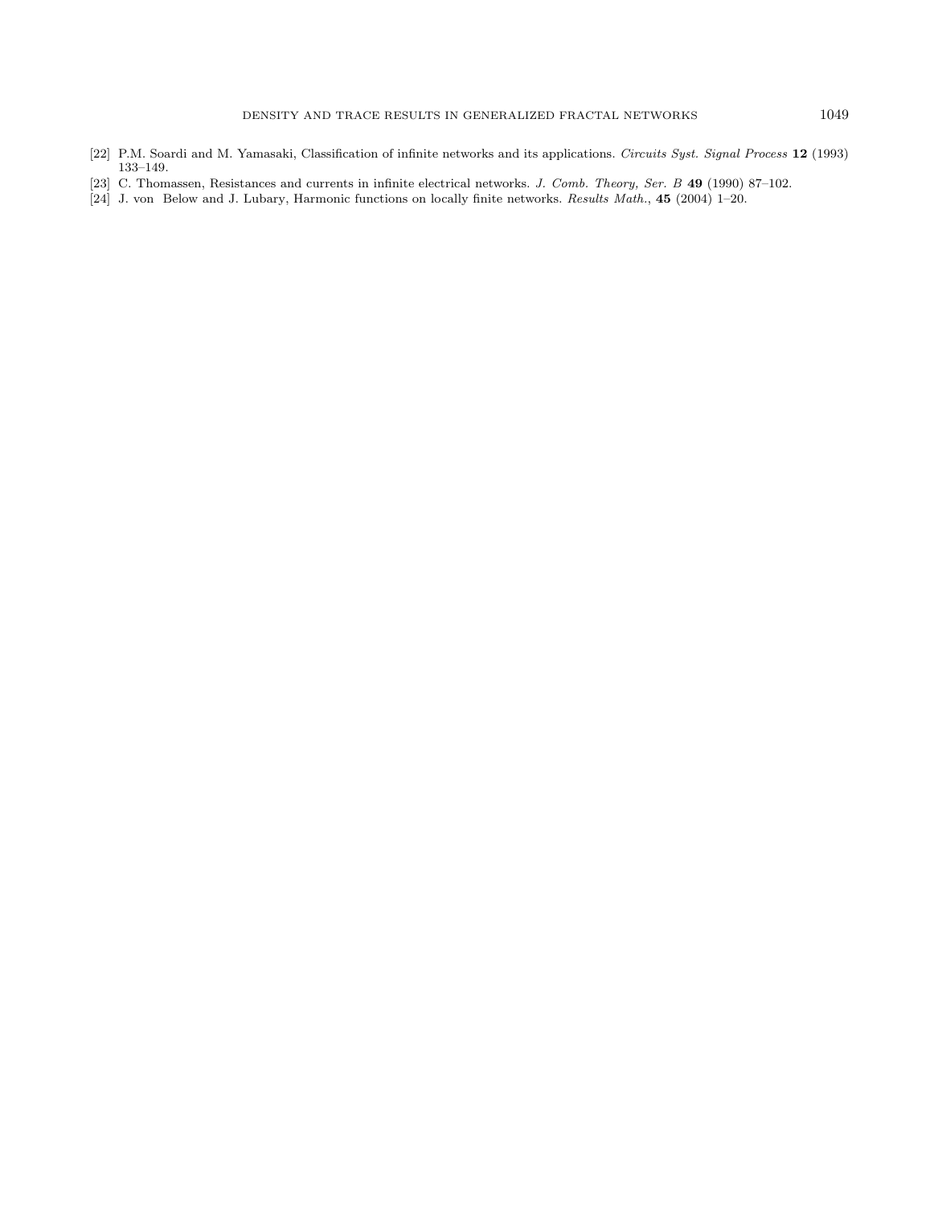[22] P.M. Soardi and M. Yamasaki, Classification of infinite networks and its applications. *Circuits Syst. Signal Process* **12** (1993) 133–149.

[23] C. Thomassen, Resistances and currents in infinite electrical networks. *J. Comb. Theory, Ser. B* **49** (1990) 87–102.

[24] J. von Below and J. Lubary, Harmonic functions on locally finite networks. *Results Math.*, **45** (2004) 1–20.